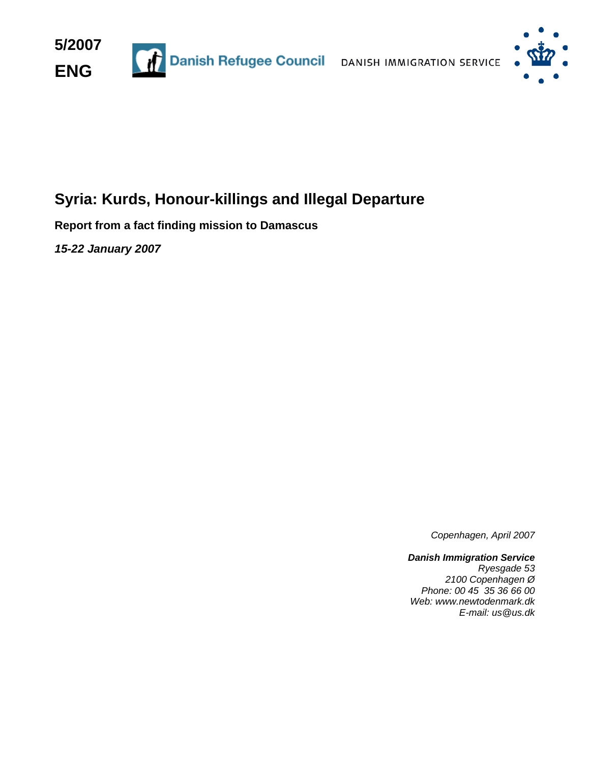**5/2007**

**ENG**

Danish Refugee Council

DANISH IMMIGRATION SERVICE

# Syria: Kurds, Honour-killings and Illegal Departure

**Report from a fact finding mission to Damascus**

***15-22 January 2007***

*Copenhagen, April 2007*

***Danish Immigration Service***
*Ryesgade 53*
*2100 Copenhagen Ø*
*Phone: 00 45 35 36 66 00*
*Web: www.newtodenmark.dk*
*E-mail: us@us.dk*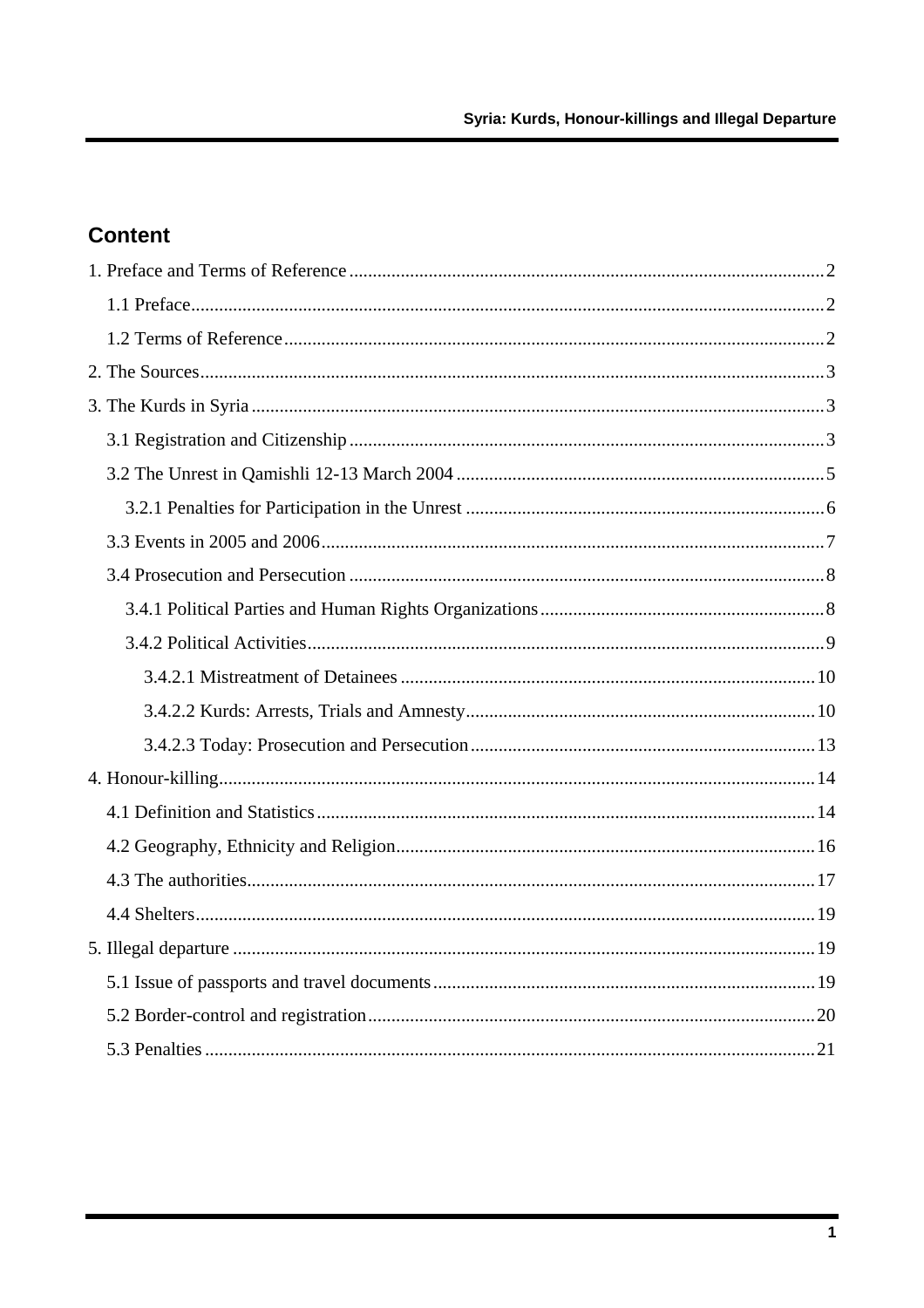## Content

1. Preface and Terms of Reference ..... 2
   - 1.1 Preface ..... 2
   - 1.2 Terms of Reference ..... 2
2. The Sources ..... 3
3. The Kurds in Syria ..... 3
   - 3.1 Registration and Citizenship ..... 3
   - 3.2 The Unrest in Qamishli 12-13 March 2004 ..... 5
     - 3.2.1 Penalties for Participation in the Unrest ..... 6
   - 3.3 Events in 2005 and 2006 ..... 7
   - 3.4 Prosecution and Persecution ..... 8
     - 3.4.1 Political Parties and Human Rights Organizations ..... 8
     - 3.4.2 Political Activities ..... 9
       - 3.4.2.1 Mistreatment of Detainees ..... 10
       - 3.4.2.2 Kurds: Arrests, Trials and Amnesty ..... 10
       - 3.4.2.3 Today: Prosecution and Persecution ..... 13
4. Honour-killing ..... 14
   - 4.1 Definition and Statistics ..... 14
   - 4.2 Geography, Ethnicity and Religion ..... 16
   - 4.3 The authorities ..... 17
   - 4.4 Shelters ..... 19
5. Illegal departure ..... 19
   - 5.1 Issue of passports and travel documents ..... 19
   - 5.2 Border-control and registration ..... 20
   - 5.3 Penalties ..... 21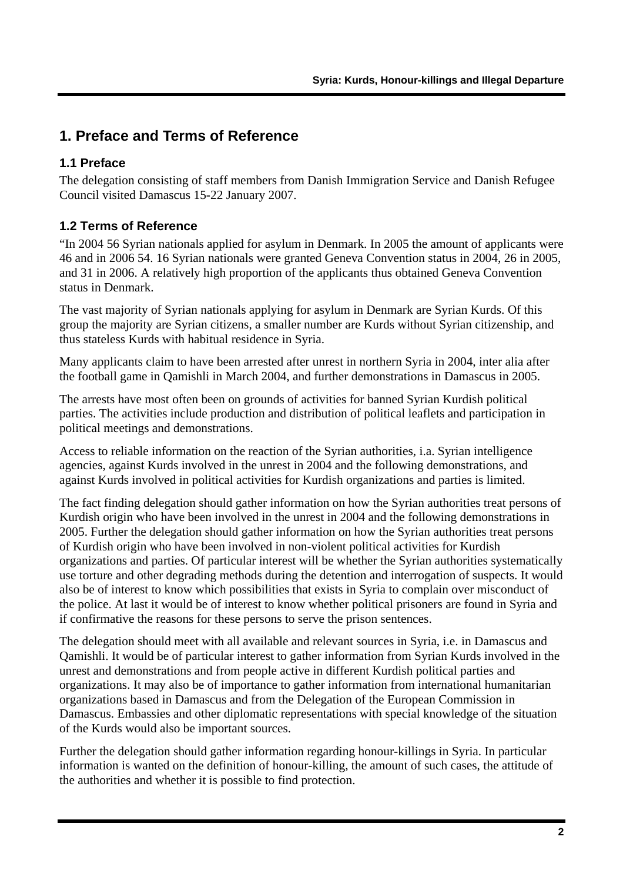# 1. Preface and Terms of Reference

## 1.1 Preface

The delegation consisting of staff members from Danish Immigration Service and Danish Refugee Council visited Damascus 15-22 January 2007.

## 1.2 Terms of Reference

"In 2004 56 Syrian nationals applied for asylum in Denmark. In 2005 the amount of applicants were 46 and in 2006 54. 16 Syrian nationals were granted Geneva Convention status in 2004, 26 in 2005, and 31 in 2006. A relatively high proportion of the applicants thus obtained Geneva Convention status in Denmark.

The vast majority of Syrian nationals applying for asylum in Denmark are Syrian Kurds. Of this group the majority are Syrian citizens, a smaller number are Kurds without Syrian citizenship, and thus stateless Kurds with habitual residence in Syria.

Many applicants claim to have been arrested after unrest in northern Syria in 2004, inter alia after the football game in Qamishli in March 2004, and further demonstrations in Damascus in 2005.

The arrests have most often been on grounds of activities for banned Syrian Kurdish political parties. The activities include production and distribution of political leaflets and participation in political meetings and demonstrations.

Access to reliable information on the reaction of the Syrian authorities, i.a. Syrian intelligence agencies, against Kurds involved in the unrest in 2004 and the following demonstrations, and against Kurds involved in political activities for Kurdish organizations and parties is limited.

The fact finding delegation should gather information on how the Syrian authorities treat persons of Kurdish origin who have been involved in the unrest in 2004 and the following demonstrations in 2005. Further the delegation should gather information on how the Syrian authorities treat persons of Kurdish origin who have been involved in non-violent political activities for Kurdish organizations and parties. Of particular interest will be whether the Syrian authorities systematically use torture and other degrading methods during the detention and interrogation of suspects. It would also be of interest to know which possibilities that exists in Syria to complain over misconduct of the police. At last it would be of interest to know whether political prisoners are found in Syria and if confirmative the reasons for these persons to serve the prison sentences.

The delegation should meet with all available and relevant sources in Syria, i.e. in Damascus and Qamishli. It would be of particular interest to gather information from Syrian Kurds involved in the unrest and demonstrations and from people active in different Kurdish political parties and organizations. It may also be of importance to gather information from international humanitarian organizations based in Damascus and from the Delegation of the European Commission in Damascus. Embassies and other diplomatic representations with special knowledge of the situation of the Kurds would also be important sources.

Further the delegation should gather information regarding honour-killings in Syria. In particular information is wanted on the definition of honour-killing, the amount of such cases, the attitude of the authorities and whether it is possible to find protection.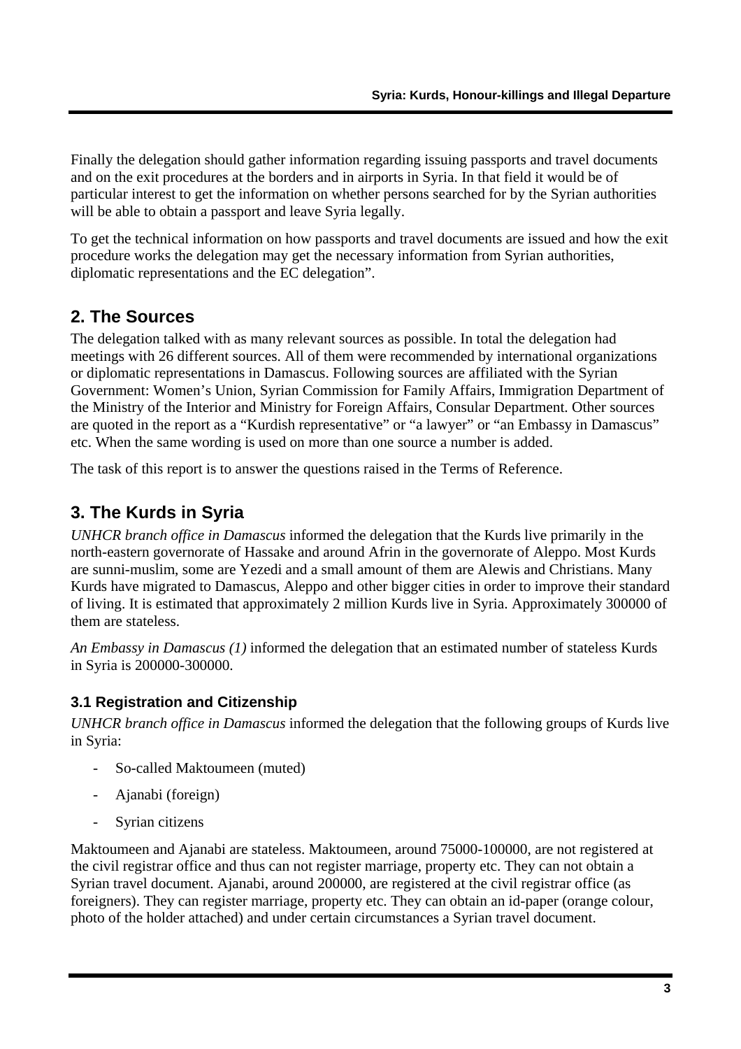Finally the delegation should gather information regarding issuing passports and travel documents and on the exit procedures at the borders and in airports in Syria. In that field it would be of particular interest to get the information on whether persons searched for by the Syrian authorities will be able to obtain a passport and leave Syria legally.

To get the technical information on how passports and travel documents are issued and how the exit procedure works the delegation may get the necessary information from Syrian authorities, diplomatic representations and the EC delegation".

## 2. The Sources

The delegation talked with as many relevant sources as possible. In total the delegation had meetings with 26 different sources. All of them were recommended by international organizations or diplomatic representations in Damascus. Following sources are affiliated with the Syrian Government: Women's Union, Syrian Commission for Family Affairs, Immigration Department of the Ministry of the Interior and Ministry for Foreign Affairs, Consular Department. Other sources are quoted in the report as a "Kurdish representative" or "a lawyer" or "an Embassy in Damascus" etc. When the same wording is used on more than one source a number is added.

The task of this report is to answer the questions raised in the Terms of Reference.

## 3. The Kurds in Syria

*UNHCR branch office in Damascus* informed the delegation that the Kurds live primarily in the north-eastern governorate of Hassake and around Afrin in the governorate of Aleppo. Most Kurds are sunni-muslim, some are Yezedi and a small amount of them are Alewis and Christians. Many Kurds have migrated to Damascus, Aleppo and other bigger cities in order to improve their standard of living. It is estimated that approximately 2 million Kurds live in Syria. Approximately 300000 of them are stateless.

*An Embassy in Damascus (1)* informed the delegation that an estimated number of stateless Kurds in Syria is 200000-300000.

### 3.1 Registration and Citizenship

*UNHCR branch office in Damascus* informed the delegation that the following groups of Kurds live in Syria:

- So-called Maktoumeen (muted)
- Ajanabi (foreign)
- Syrian citizens

Maktoumeen and Ajanabi are stateless. Maktoumeen, around 75000-100000, are not registered at the civil registrar office and thus can not register marriage, property etc. They can not obtain a Syrian travel document. Ajanabi, around 200000, are registered at the civil registrar office (as foreigners). They can register marriage, property etc. They can obtain an id-paper (orange colour, photo of the holder attached) and under certain circumstances a Syrian travel document.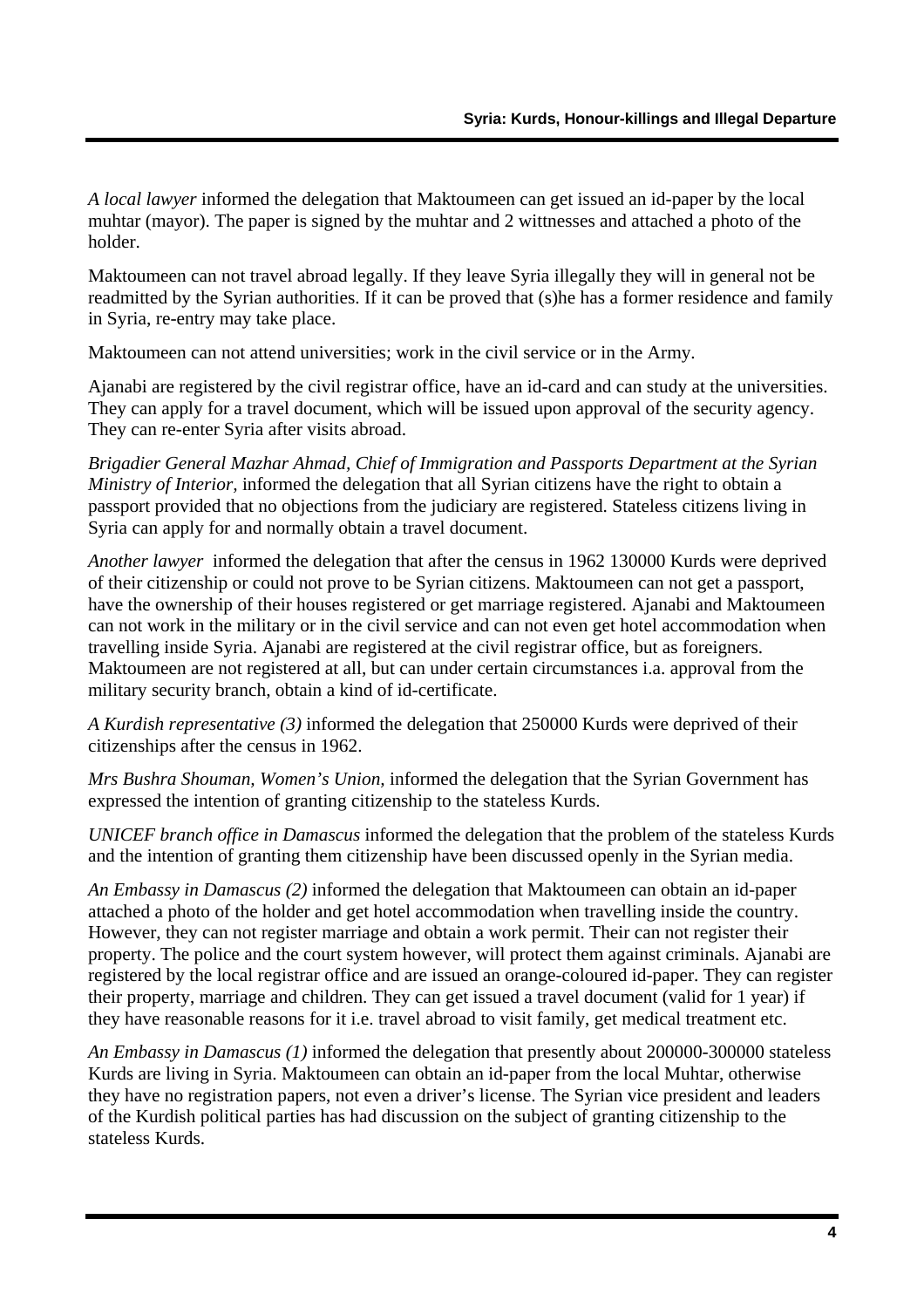*A local lawyer* informed the delegation that Maktoumeen can get issued an id-paper by the local muhtar (mayor). The paper is signed by the muhtar and 2 wittnesses and attached a photo of the holder.

Maktoumeen can not travel abroad legally. If they leave Syria illegally they will in general not be readmitted by the Syrian authorities. If it can be proved that (s)he has a former residence and family in Syria, re-entry may take place.

Maktoumeen can not attend universities; work in the civil service or in the Army.

Ajanabi are registered by the civil registrar office, have an id-card and can study at the universities. They can apply for a travel document, which will be issued upon approval of the security agency. They can re-enter Syria after visits abroad.

*Brigadier General Mazhar Ahmad, Chief of Immigration and Passports Department at the Syrian Ministry of Interior,* informed the delegation that all Syrian citizens have the right to obtain a passport provided that no objections from the judiciary are registered. Stateless citizens living in Syria can apply for and normally obtain a travel document.

*Another lawyer* informed the delegation that after the census in 1962 130000 Kurds were deprived of their citizenship or could not prove to be Syrian citizens. Maktoumeen can not get a passport, have the ownership of their houses registered or get marriage registered. Ajanabi and Maktoumeen can not work in the military or in the civil service and can not even get hotel accommodation when travelling inside Syria. Ajanabi are registered at the civil registrar office, but as foreigners. Maktoumeen are not registered at all, but can under certain circumstances i.a. approval from the military security branch, obtain a kind of id-certificate.

*A Kurdish representative (3)* informed the delegation that 250000 Kurds were deprived of their citizenships after the census in 1962.

*Mrs Bushra Shouman, Women's Union,* informed the delegation that the Syrian Government has expressed the intention of granting citizenship to the stateless Kurds.

*UNICEF branch office in Damascus* informed the delegation that the problem of the stateless Kurds and the intention of granting them citizenship have been discussed openly in the Syrian media.

*An Embassy in Damascus (2)* informed the delegation that Maktoumeen can obtain an id-paper attached a photo of the holder and get hotel accommodation when travelling inside the country. However, they can not register marriage and obtain a work permit. Their can not register their property. The police and the court system however, will protect them against criminals. Ajanabi are registered by the local registrar office and are issued an orange-coloured id-paper. They can register their property, marriage and children. They can get issued a travel document (valid for 1 year) if they have reasonable reasons for it i.e. travel abroad to visit family, get medical treatment etc.

*An Embassy in Damascus (1)* informed the delegation that presently about 200000-300000 stateless Kurds are living in Syria. Maktoumeen can obtain an id-paper from the local Muhtar, otherwise they have no registration papers, not even a driver's license. The Syrian vice president and leaders of the Kurdish political parties has had discussion on the subject of granting citizenship to the stateless Kurds.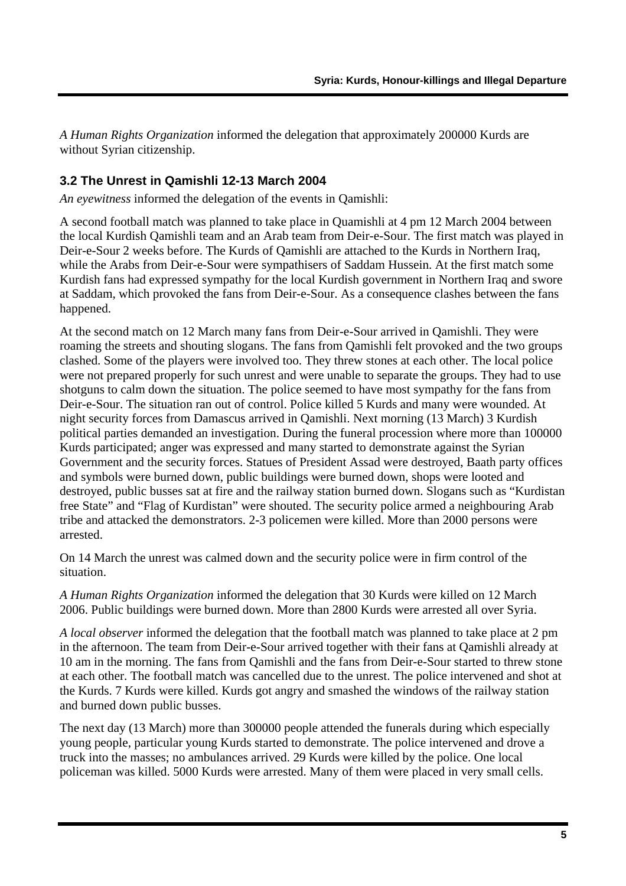*A Human Rights Organization* informed the delegation that approximately 200000 Kurds are without Syrian citizenship.

### 3.2 The Unrest in Qamishli 12-13 March 2004

*An eyewitness* informed the delegation of the events in Qamishli:

A second football match was planned to take place in Quamishli at 4 pm 12 March 2004 between the local Kurdish Qamishli team and an Arab team from Deir-e-Sour. The first match was played in Deir-e-Sour 2 weeks before. The Kurds of Qamishli are attached to the Kurds in Northern Iraq, while the Arabs from Deir-e-Sour were sympathisers of Saddam Hussein. At the first match some Kurdish fans had expressed sympathy for the local Kurdish government in Northern Iraq and swore at Saddam, which provoked the fans from Deir-e-Sour. As a consequence clashes between the fans happened.

At the second match on 12 March many fans from Deir-e-Sour arrived in Qamishli. They were roaming the streets and shouting slogans. The fans from Qamishli felt provoked and the two groups clashed. Some of the players were involved too. They threw stones at each other. The local police were not prepared properly for such unrest and were unable to separate the groups. They had to use shotguns to calm down the situation. The police seemed to have most sympathy for the fans from Deir-e-Sour. The situation ran out of control. Police killed 5 Kurds and many were wounded. At night security forces from Damascus arrived in Qamishli. Next morning (13 March) 3 Kurdish political parties demanded an investigation. During the funeral procession where more than 100000 Kurds participated; anger was expressed and many started to demonstrate against the Syrian Government and the security forces. Statues of President Assad were destroyed, Baath party offices and symbols were burned down, public buildings were burned down, shops were looted and destroyed, public busses sat at fire and the railway station burned down. Slogans such as "Kurdistan free State" and "Flag of Kurdistan" were shouted. The security police armed a neighbouring Arab tribe and attacked the demonstrators. 2-3 policemen were killed. More than 2000 persons were arrested.

On 14 March the unrest was calmed down and the security police were in firm control of the situation.

*A Human Rights Organization* informed the delegation that 30 Kurds were killed on 12 March 2006. Public buildings were burned down. More than 2800 Kurds were arrested all over Syria.

*A local observer* informed the delegation that the football match was planned to take place at 2 pm in the afternoon. The team from Deir-e-Sour arrived together with their fans at Qamishli already at 10 am in the morning. The fans from Qamishli and the fans from Deir-e-Sour started to threw stone at each other. The football match was cancelled due to the unrest. The police intervened and shot at the Kurds. 7 Kurds were killed. Kurds got angry and smashed the windows of the railway station and burned down public busses.

The next day (13 March) more than 300000 people attended the funerals during which especially young people, particular young Kurds started to demonstrate. The police intervened and drove a truck into the masses; no ambulances arrived. 29 Kurds were killed by the police. One local policeman was killed. 5000 Kurds were arrested. Many of them were placed in very small cells.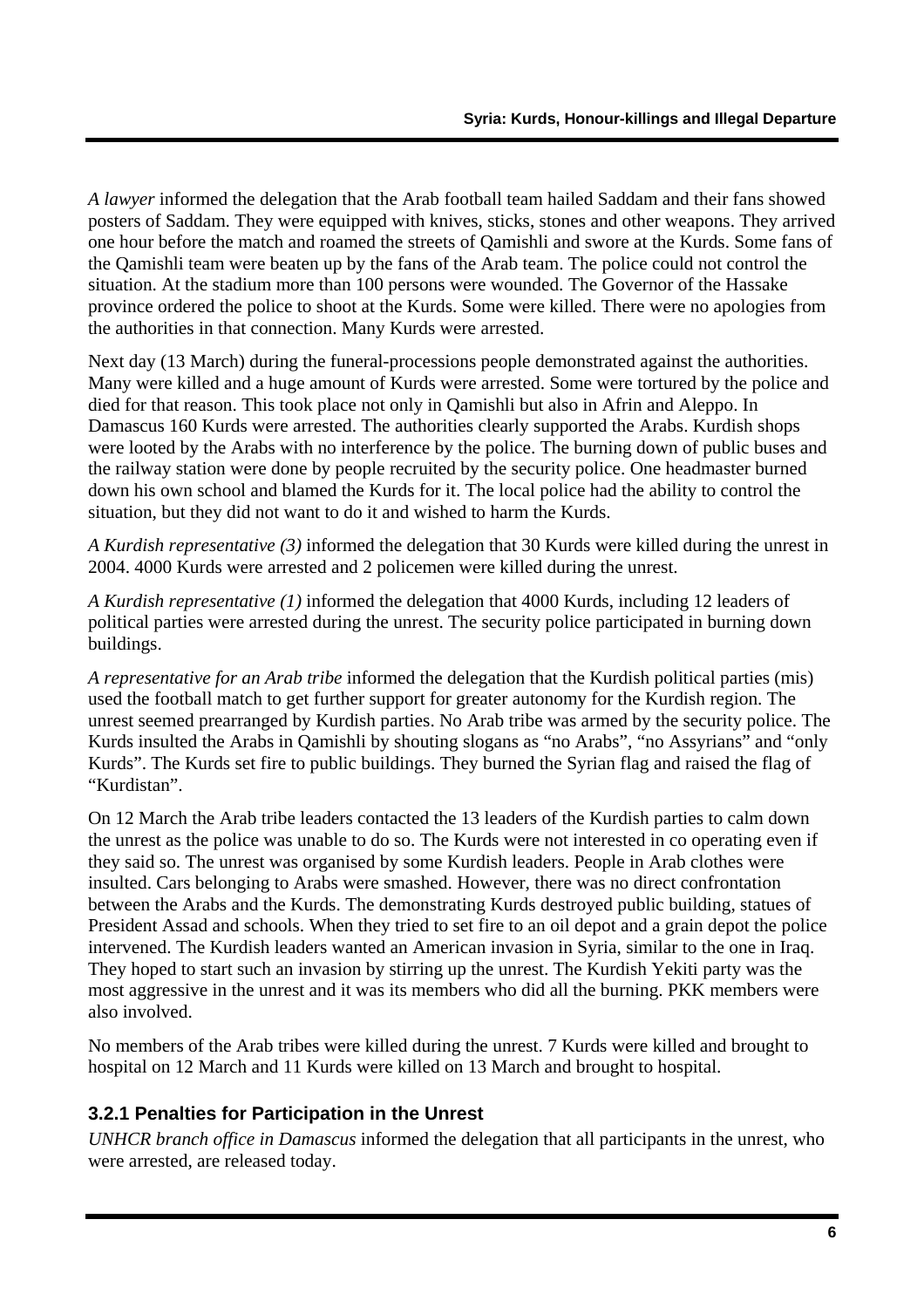*A lawyer* informed the delegation that the Arab football team hailed Saddam and their fans showed posters of Saddam. They were equipped with knives, sticks, stones and other weapons. They arrived one hour before the match and roamed the streets of Qamishli and swore at the Kurds. Some fans of the Qamishli team were beaten up by the fans of the Arab team. The police could not control the situation. At the stadium more than 100 persons were wounded. The Governor of the Hassake province ordered the police to shoot at the Kurds. Some were killed. There were no apologies from the authorities in that connection. Many Kurds were arrested.

Next day (13 March) during the funeral-processions people demonstrated against the authorities. Many were killed and a huge amount of Kurds were arrested. Some were tortured by the police and died for that reason. This took place not only in Qamishli but also in Afrin and Aleppo. In Damascus 160 Kurds were arrested. The authorities clearly supported the Arabs. Kurdish shops were looted by the Arabs with no interference by the police. The burning down of public buses and the railway station were done by people recruited by the security police. One headmaster burned down his own school and blamed the Kurds for it. The local police had the ability to control the situation, but they did not want to do it and wished to harm the Kurds.

*A Kurdish representative (3)* informed the delegation that 30 Kurds were killed during the unrest in 2004. 4000 Kurds were arrested and 2 policemen were killed during the unrest.

*A Kurdish representative (1)* informed the delegation that 4000 Kurds, including 12 leaders of political parties were arrested during the unrest. The security police participated in burning down buildings.

*A representative for an Arab tribe* informed the delegation that the Kurdish political parties (mis) used the football match to get further support for greater autonomy for the Kurdish region. The unrest seemed prearranged by Kurdish parties. No Arab tribe was armed by the security police. The Kurds insulted the Arabs in Qamishli by shouting slogans as "no Arabs", "no Assyrians" and "only Kurds". The Kurds set fire to public buildings. They burned the Syrian flag and raised the flag of "Kurdistan".

On 12 March the Arab tribe leaders contacted the 13 leaders of the Kurdish parties to calm down the unrest as the police was unable to do so. The Kurds were not interested in co operating even if they said so. The unrest was organised by some Kurdish leaders. People in Arab clothes were insulted. Cars belonging to Arabs were smashed. However, there was no direct confrontation between the Arabs and the Kurds. The demonstrating Kurds destroyed public building, statues of President Assad and schools. When they tried to set fire to an oil depot and a grain depot the police intervened. The Kurdish leaders wanted an American invasion in Syria, similar to the one in Iraq. They hoped to start such an invasion by stirring up the unrest. The Kurdish Yekiti party was the most aggressive in the unrest and it was its members who did all the burning. PKK members were also involved.

No members of the Arab tribes were killed during the unrest. 7 Kurds were killed and brought to hospital on 12 March and 11 Kurds were killed on 13 March and brought to hospital.

### 3.2.1 Penalties for Participation in the Unrest

*UNHCR branch office in Damascus* informed the delegation that all participants in the unrest, who were arrested, are released today.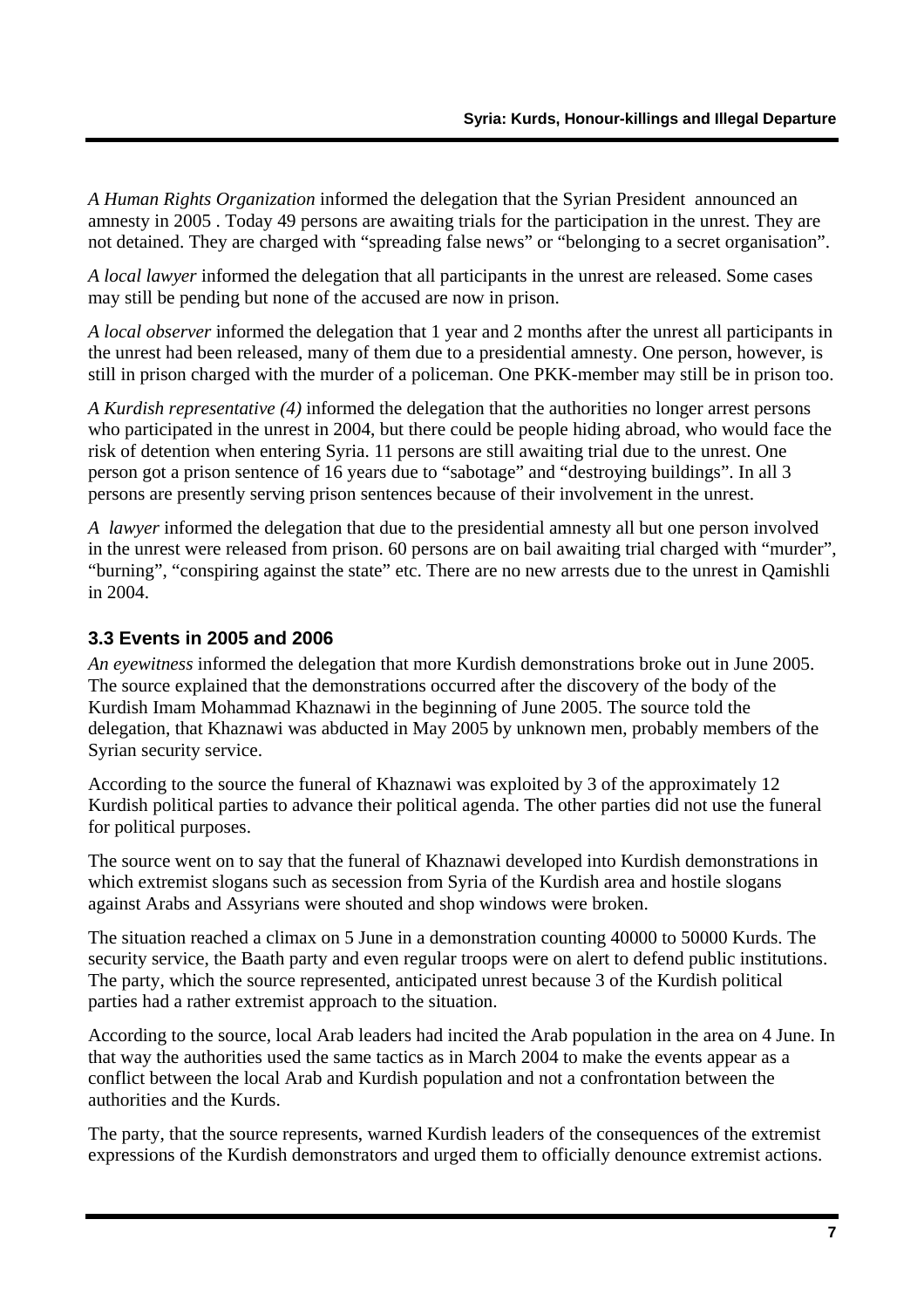*A Human Rights Organization* informed the delegation that the Syrian President announced an amnesty in 2005 . Today 49 persons are awaiting trials for the participation in the unrest. They are not detained. They are charged with "spreading false news" or "belonging to a secret organisation".

*A local lawyer* informed the delegation that all participants in the unrest are released. Some cases may still be pending but none of the accused are now in prison.

*A local observer* informed the delegation that 1 year and 2 months after the unrest all participants in the unrest had been released, many of them due to a presidential amnesty. One person, however, is still in prison charged with the murder of a policeman. One PKK-member may still be in prison too.

*A Kurdish representative (4)* informed the delegation that the authorities no longer arrest persons who participated in the unrest in 2004, but there could be people hiding abroad, who would face the risk of detention when entering Syria. 11 persons are still awaiting trial due to the unrest. One person got a prison sentence of 16 years due to "sabotage" and "destroying buildings". In all 3 persons are presently serving prison sentences because of their involvement in the unrest.

*A lawyer* informed the delegation that due to the presidential amnesty all but one person involved in the unrest were released from prison. 60 persons are on bail awaiting trial charged with "murder", "burning", "conspiring against the state" etc. There are no new arrests due to the unrest in Qamishli in 2004.

### 3.3 Events in 2005 and 2006

*An eyewitness* informed the delegation that more Kurdish demonstrations broke out in June 2005. The source explained that the demonstrations occurred after the discovery of the body of the Kurdish Imam Mohammad Khaznawi in the beginning of June 2005. The source told the delegation, that Khaznawi was abducted in May 2005 by unknown men, probably members of the Syrian security service.

According to the source the funeral of Khaznawi was exploited by 3 of the approximately 12 Kurdish political parties to advance their political agenda. The other parties did not use the funeral for political purposes.

The source went on to say that the funeral of Khaznawi developed into Kurdish demonstrations in which extremist slogans such as secession from Syria of the Kurdish area and hostile slogans against Arabs and Assyrians were shouted and shop windows were broken.

The situation reached a climax on 5 June in a demonstration counting 40000 to 50000 Kurds. The security service, the Baath party and even regular troops were on alert to defend public institutions. The party, which the source represented, anticipated unrest because 3 of the Kurdish political parties had a rather extremist approach to the situation.

According to the source, local Arab leaders had incited the Arab population in the area on 4 June. In that way the authorities used the same tactics as in March 2004 to make the events appear as a conflict between the local Arab and Kurdish population and not a confrontation between the authorities and the Kurds.

The party, that the source represents, warned Kurdish leaders of the consequences of the extremist expressions of the Kurdish demonstrators and urged them to officially denounce extremist actions.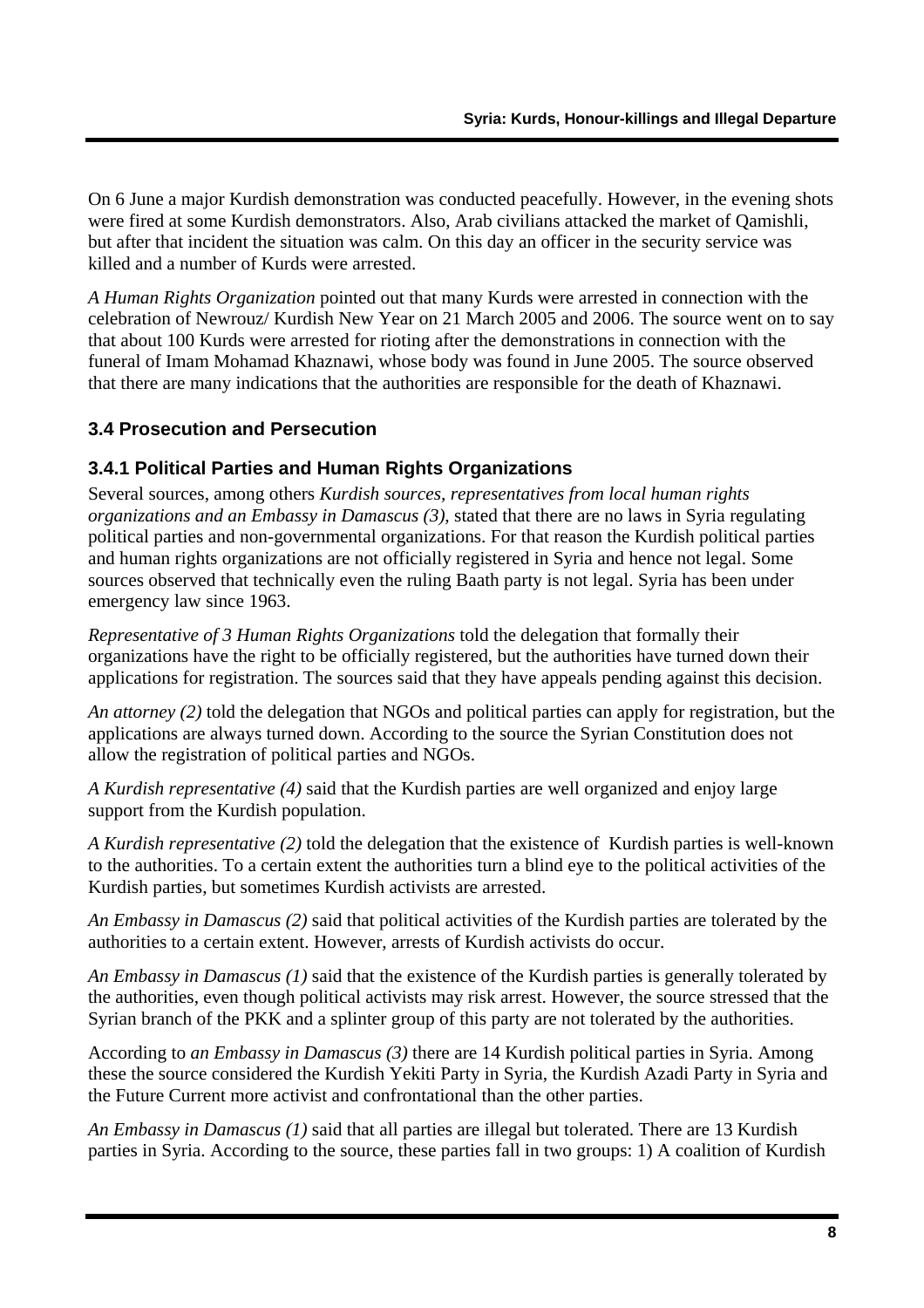On 6 June a major Kurdish demonstration was conducted peacefully. However, in the evening shots were fired at some Kurdish demonstrators. Also, Arab civilians attacked the market of Qamishli, but after that incident the situation was calm. On this day an officer in the security service was killed and a number of Kurds were arrested.

*A Human Rights Organization* pointed out that many Kurds were arrested in connection with the celebration of Newrouz/ Kurdish New Year on 21 March 2005 and 2006. The source went on to say that about 100 Kurds were arrested for rioting after the demonstrations in connection with the funeral of Imam Mohamad Khaznawi, whose body was found in June 2005. The source observed that there are many indications that the authorities are responsible for the death of Khaznawi.

### 3.4 Prosecution and Persecution

#### 3.4.1 Political Parties and Human Rights Organizations

Several sources, among others *Kurdish sources, representatives from local human rights organizations and an Embassy in Damascus (3)*, stated that there are no laws in Syria regulating political parties and non-governmental organizations. For that reason the Kurdish political parties and human rights organizations are not officially registered in Syria and hence not legal. Some sources observed that technically even the ruling Baath party is not legal. Syria has been under emergency law since 1963.

*Representative of 3 Human Rights Organizations* told the delegation that formally their organizations have the right to be officially registered, but the authorities have turned down their applications for registration. The sources said that they have appeals pending against this decision.

*An attorney (2)* told the delegation that NGOs and political parties can apply for registration, but the applications are always turned down. According to the source the Syrian Constitution does not allow the registration of political parties and NGOs.

*A Kurdish representative (4)* said that the Kurdish parties are well organized and enjoy large support from the Kurdish population.

*A Kurdish representative (2)* told the delegation that the existence of Kurdish parties is well-known to the authorities. To a certain extent the authorities turn a blind eye to the political activities of the Kurdish parties, but sometimes Kurdish activists are arrested.

*An Embassy in Damascus (2)* said that political activities of the Kurdish parties are tolerated by the authorities to a certain extent. However, arrests of Kurdish activists do occur.

*An Embassy in Damascus (1)* said that the existence of the Kurdish parties is generally tolerated by the authorities, even though political activists may risk arrest. However, the source stressed that the Syrian branch of the PKK and a splinter group of this party are not tolerated by the authorities.

According to *an Embassy in Damascus (3)* there are 14 Kurdish political parties in Syria. Among these the source considered the Kurdish Yekiti Party in Syria, the Kurdish Azadi Party in Syria and the Future Current more activist and confrontational than the other parties.

*An Embassy in Damascus (1)* said that all parties are illegal but tolerated. There are 13 Kurdish parties in Syria. According to the source, these parties fall in two groups: 1) A coalition of Kurdish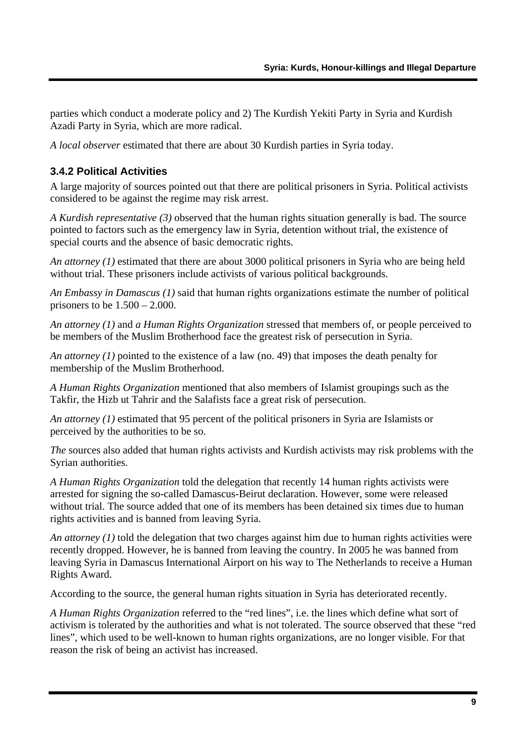parties which conduct a moderate policy and 2) The Kurdish Yekiti Party in Syria and Kurdish Azadi Party in Syria, which are more radical.

*A local observer* estimated that there are about 30 Kurdish parties in Syria today.

### 3.4.2 Political Activities

A large majority of sources pointed out that there are political prisoners in Syria. Political activists considered to be against the regime may risk arrest.

*A Kurdish representative (3)* observed that the human rights situation generally is bad. The source pointed to factors such as the emergency law in Syria, detention without trial, the existence of special courts and the absence of basic democratic rights.

*An attorney (1)* estimated that there are about 3000 political prisoners in Syria who are being held without trial. These prisoners include activists of various political backgrounds.

*An Embassy in Damascus (1)* said that human rights organizations estimate the number of political prisoners to be 1.500 – 2.000.

*An attorney (1)* and *a Human Rights Organization* stressed that members of, or people perceived to be members of the Muslim Brotherhood face the greatest risk of persecution in Syria.

*An attorney (1)* pointed to the existence of a law (no. 49) that imposes the death penalty for membership of the Muslim Brotherhood.

*A Human Rights Organization* mentioned that also members of Islamist groupings such as the Takfir, the Hizb ut Tahrir and the Salafists face a great risk of persecution.

*An attorney (1)* estimated that 95 percent of the political prisoners in Syria are Islamists or perceived by the authorities to be so.

*The* sources also added that human rights activists and Kurdish activists may risk problems with the Syrian authorities.

*A Human Rights Organization* told the delegation that recently 14 human rights activists were arrested for signing the so-called Damascus-Beirut declaration. However, some were released without trial. The source added that one of its members has been detained six times due to human rights activities and is banned from leaving Syria.

*An attorney (1)* told the delegation that two charges against him due to human rights activities were recently dropped. However, he is banned from leaving the country. In 2005 he was banned from leaving Syria in Damascus International Airport on his way to The Netherlands to receive a Human Rights Award.

According to the source, the general human rights situation in Syria has deteriorated recently.

*A Human Rights Organization* referred to the "red lines", i.e. the lines which define what sort of activism is tolerated by the authorities and what is not tolerated. The source observed that these "red lines", which used to be well-known to human rights organizations, are no longer visible. For that reason the risk of being an activist has increased.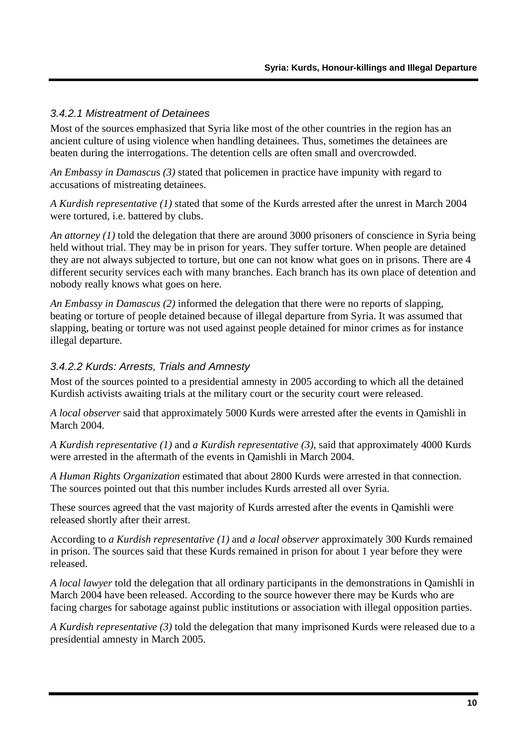### *3.4.2.1 Mistreatment of Detainees*

Most of the sources emphasized that Syria like most of the other countries in the region has an ancient culture of using violence when handling detainees. Thus, sometimes the detainees are beaten during the interrogations. The detention cells are often small and overcrowded.

*An Embassy in Damascus (3)* stated that policemen in practice have impunity with regard to accusations of mistreating detainees.

*A Kurdish representative (1)* stated that some of the Kurds arrested after the unrest in March 2004 were tortured, i.e. battered by clubs.

*An attorney (1)* told the delegation that there are around 3000 prisoners of conscience in Syria being held without trial. They may be in prison for years. They suffer torture. When people are detained they are not always subjected to torture, but one can not know what goes on in prisons. There are 4 different security services each with many branches. Each branch has its own place of detention and nobody really knows what goes on here.

*An Embassy in Damascus (2)* informed the delegation that there were no reports of slapping, beating or torture of people detained because of illegal departure from Syria. It was assumed that slapping, beating or torture was not used against people detained for minor crimes as for instance illegal departure.

### *3.4.2.2 Kurds: Arrests, Trials and Amnesty*

Most of the sources pointed to a presidential amnesty in 2005 according to which all the detained Kurdish activists awaiting trials at the military court or the security court were released.

*A local observer* said that approximately 5000 Kurds were arrested after the events in Qamishli in March 2004.

*A Kurdish representative (1)* and *a Kurdish representative (3)*, said that approximately 4000 Kurds were arrested in the aftermath of the events in Qamishli in March 2004.

*A Human Rights Organization* estimated that about 2800 Kurds were arrested in that connection. The sources pointed out that this number includes Kurds arrested all over Syria.

These sources agreed that the vast majority of Kurds arrested after the events in Qamishli were released shortly after their arrest.

According to *a Kurdish representative (1)* and *a local observer* approximately 300 Kurds remained in prison. The sources said that these Kurds remained in prison for about 1 year before they were released.

*A local lawyer* told the delegation that all ordinary participants in the demonstrations in Qamishli in March 2004 have been released. According to the source however there may be Kurds who are facing charges for sabotage against public institutions or association with illegal opposition parties.

*A Kurdish representative (3)* told the delegation that many imprisoned Kurds were released due to a presidential amnesty in March 2005.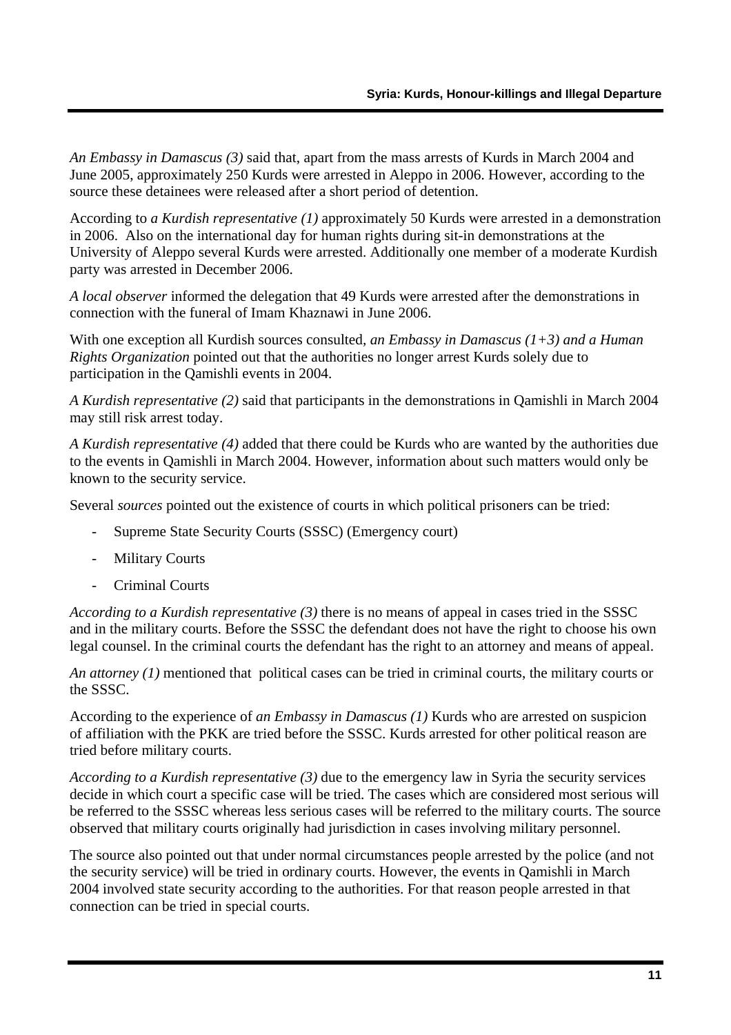*An Embassy in Damascus (3)* said that, apart from the mass arrests of Kurds in March 2004 and June 2005, approximately 250 Kurds were arrested in Aleppo in 2006. However, according to the source these detainees were released after a short period of detention.

According to *a Kurdish representative (1)* approximately 50 Kurds were arrested in a demonstration in 2006. Also on the international day for human rights during sit-in demonstrations at the University of Aleppo several Kurds were arrested. Additionally one member of a moderate Kurdish party was arrested in December 2006.

*A local observer* informed the delegation that 49 Kurds were arrested after the demonstrations in connection with the funeral of Imam Khaznawi in June 2006.

With one exception all Kurdish sources consulted, *an Embassy in Damascus (1+3) and a Human Rights Organization* pointed out that the authorities no longer arrest Kurds solely due to participation in the Qamishli events in 2004.

*A Kurdish representative (2)* said that participants in the demonstrations in Qamishli in March 2004 may still risk arrest today.

*A Kurdish representative (4)* added that there could be Kurds who are wanted by the authorities due to the events in Qamishli in March 2004. However, information about such matters would only be known to the security service.

Several *sources* pointed out the existence of courts in which political prisoners can be tried:

- Supreme State Security Courts (SSSC) (Emergency court)
- Military Courts
- Criminal Courts

*According to a Kurdish representative (3)* there is no means of appeal in cases tried in the SSSC and in the military courts. Before the SSSC the defendant does not have the right to choose his own legal counsel. In the criminal courts the defendant has the right to an attorney and means of appeal.

*An attorney (1)* mentioned that political cases can be tried in criminal courts, the military courts or the SSSC.

According to the experience of *an Embassy in Damascus (1)* Kurds who are arrested on suspicion of affiliation with the PKK are tried before the SSSC. Kurds arrested for other political reason are tried before military courts.

*According to a Kurdish representative (3)* due to the emergency law in Syria the security services decide in which court a specific case will be tried. The cases which are considered most serious will be referred to the SSSC whereas less serious cases will be referred to the military courts. The source observed that military courts originally had jurisdiction in cases involving military personnel.

The source also pointed out that under normal circumstances people arrested by the police (and not the security service) will be tried in ordinary courts. However, the events in Qamishli in March 2004 involved state security according to the authorities. For that reason people arrested in that connection can be tried in special courts.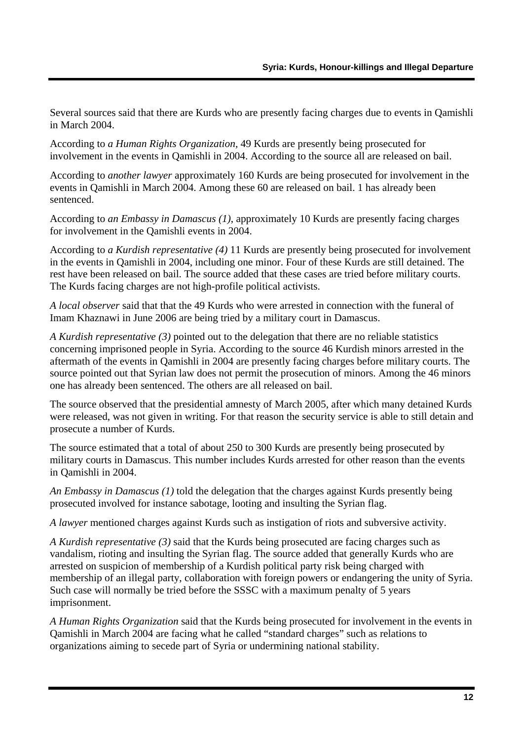Several sources said that there are Kurds who are presently facing charges due to events in Qamishli in March 2004.

According to *a Human Rights Organization*, 49 Kurds are presently being prosecuted for involvement in the events in Qamishli in 2004. According to the source all are released on bail.

According to *another lawyer* approximately 160 Kurds are being prosecuted for involvement in the events in Qamishli in March 2004. Among these 60 are released on bail. 1 has already been sentenced.

According to *an Embassy in Damascus (1)*, approximately 10 Kurds are presently facing charges for involvement in the Qamishli events in 2004.

According to *a Kurdish representative (4)* 11 Kurds are presently being prosecuted for involvement in the events in Qamishli in 2004, including one minor. Four of these Kurds are still detained. The rest have been released on bail. The source added that these cases are tried before military courts. The Kurds facing charges are not high-profile political activists.

*A local observer* said that that the 49 Kurds who were arrested in connection with the funeral of Imam Khaznawi in June 2006 are being tried by a military court in Damascus.

*A Kurdish representative (3)* pointed out to the delegation that there are no reliable statistics concerning imprisoned people in Syria. According to the source 46 Kurdish minors arrested in the aftermath of the events in Qamishli in 2004 are presently facing charges before military courts. The source pointed out that Syrian law does not permit the prosecution of minors. Among the 46 minors one has already been sentenced. The others are all released on bail.

The source observed that the presidential amnesty of March 2005, after which many detained Kurds were released, was not given in writing. For that reason the security service is able to still detain and prosecute a number of Kurds.

The source estimated that a total of about 250 to 300 Kurds are presently being prosecuted by military courts in Damascus. This number includes Kurds arrested for other reason than the events in Qamishli in 2004.

*An Embassy in Damascus (1)* told the delegation that the charges against Kurds presently being prosecuted involved for instance sabotage, looting and insulting the Syrian flag.

*A lawyer* mentioned charges against Kurds such as instigation of riots and subversive activity.

*A Kurdish representative (3)* said that the Kurds being prosecuted are facing charges such as vandalism, rioting and insulting the Syrian flag. The source added that generally Kurds who are arrested on suspicion of membership of a Kurdish political party risk being charged with membership of an illegal party, collaboration with foreign powers or endangering the unity of Syria. Such case will normally be tried before the SSSC with a maximum penalty of 5 years imprisonment.

*A Human Rights Organization* said that the Kurds being prosecuted for involvement in the events in Qamishli in March 2004 are facing what he called "standard charges" such as relations to organizations aiming to secede part of Syria or undermining national stability.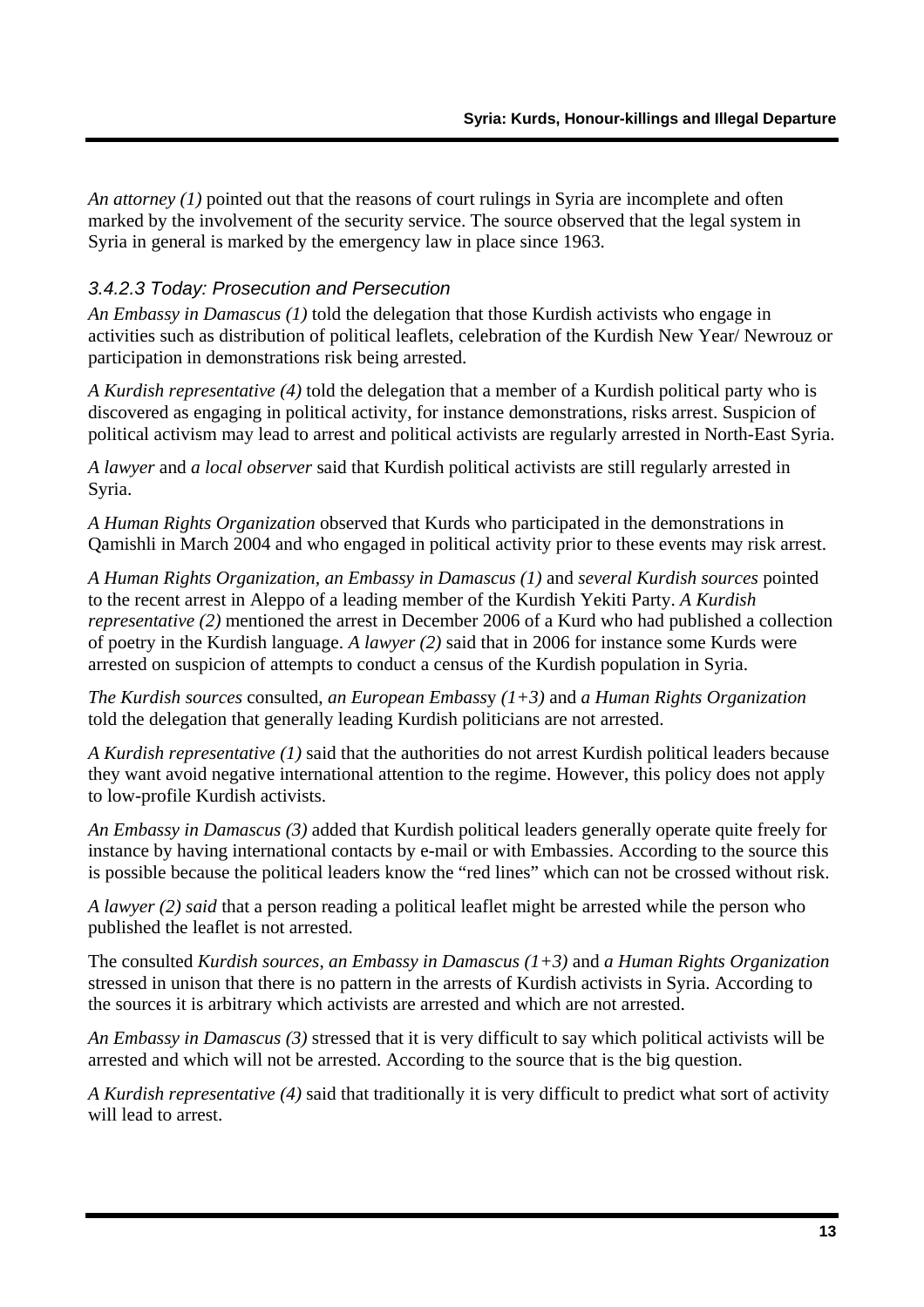*An attorney (1)* pointed out that the reasons of court rulings in Syria are incomplete and often marked by the involvement of the security service. The source observed that the legal system in Syria in general is marked by the emergency law in place since 1963.

#### *3.4.2.3 Today: Prosecution and Persecution*

*An Embassy in Damascus (1)* told the delegation that those Kurdish activists who engage in activities such as distribution of political leaflets, celebration of the Kurdish New Year/ Newrouz or participation in demonstrations risk being arrested.

*A Kurdish representative (4)* told the delegation that a member of a Kurdish political party who is discovered as engaging in political activity, for instance demonstrations, risks arrest. Suspicion of political activism may lead to arrest and political activists are regularly arrested in North-East Syria.

*A lawyer* and *a local observer* said that Kurdish political activists are still regularly arrested in Syria.

*A Human Rights Organization* observed that Kurds who participated in the demonstrations in Qamishli in March 2004 and who engaged in political activity prior to these events may risk arrest.

*A Human Rights Organization, an Embassy in Damascus (1)* and *several Kurdish sources* pointed to the recent arrest in Aleppo of a leading member of the Kurdish Yekiti Party. *A Kurdish representative (2)* mentioned the arrest in December 2006 of a Kurd who had published a collection of poetry in the Kurdish language. *A lawyer (2)* said that in 2006 for instance some Kurds were arrested on suspicion of attempts to conduct a census of the Kurdish population in Syria.

*The Kurdish sources* consulted, *an European Embassy (1+3)* and *a Human Rights Organization* told the delegation that generally leading Kurdish politicians are not arrested.

*A Kurdish representative (1)* said that the authorities do not arrest Kurdish political leaders because they want avoid negative international attention to the regime. However, this policy does not apply to low-profile Kurdish activists.

*An Embassy in Damascus (3)* added that Kurdish political leaders generally operate quite freely for instance by having international contacts by e-mail or with Embassies. According to the source this is possible because the political leaders know the "red lines" which can not be crossed without risk.

*A lawyer (2) said* that a person reading a political leaflet might be arrested while the person who published the leaflet is not arrested.

The consulted *Kurdish sources, an Embassy in Damascus (1+3)* and *a Human Rights Organization* stressed in unison that there is no pattern in the arrests of Kurdish activists in Syria. According to the sources it is arbitrary which activists are arrested and which are not arrested.

*An Embassy in Damascus (3)* stressed that it is very difficult to say which political activists will be arrested and which will not be arrested. According to the source that is the big question.

*A Kurdish representative (4)* said that traditionally it is very difficult to predict what sort of activity will lead to arrest.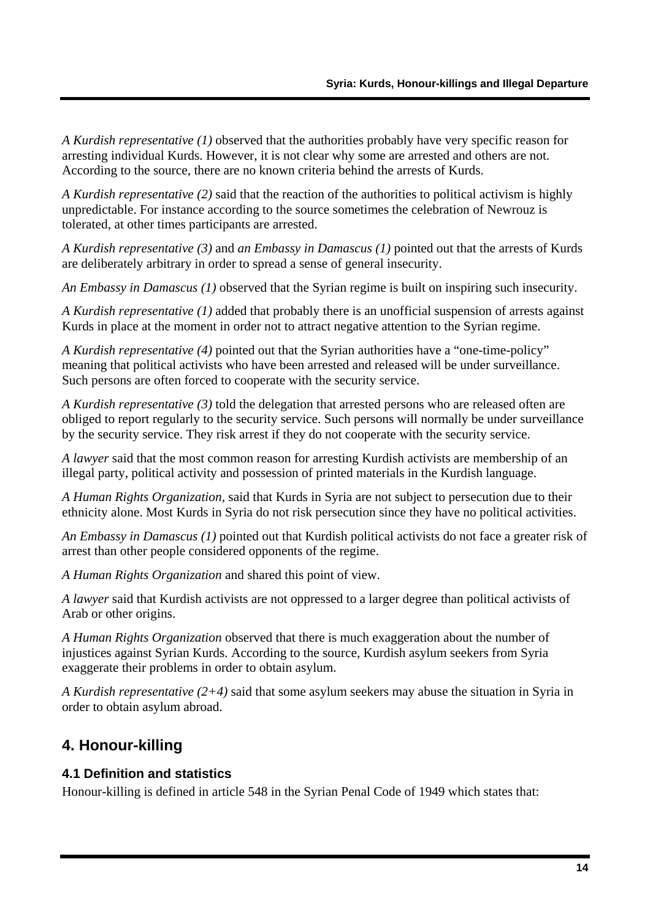*A Kurdish representative (1)* observed that the authorities probably have very specific reason for arresting individual Kurds. However, it is not clear why some are arrested and others are not. According to the source, there are no known criteria behind the arrests of Kurds.

*A Kurdish representative (2)* said that the reaction of the authorities to political activism is highly unpredictable. For instance according to the source sometimes the celebration of Newrouz is tolerated, at other times participants are arrested.

*A Kurdish representative (3)* and *an Embassy in Damascus (1)* pointed out that the arrests of Kurds are deliberately arbitrary in order to spread a sense of general insecurity.

*An Embassy in Damascus (1)* observed that the Syrian regime is built on inspiring such insecurity.

*A Kurdish representative (1)* added that probably there is an unofficial suspension of arrests against Kurds in place at the moment in order not to attract negative attention to the Syrian regime.

*A Kurdish representative (4)* pointed out that the Syrian authorities have a "one-time-policy" meaning that political activists who have been arrested and released will be under surveillance. Such persons are often forced to cooperate with the security service.

*A Kurdish representative (3)* told the delegation that arrested persons who are released often are obliged to report regularly to the security service. Such persons will normally be under surveillance by the security service. They risk arrest if they do not cooperate with the security service.

*A lawyer* said that the most common reason for arresting Kurdish activists are membership of an illegal party, political activity and possession of printed materials in the Kurdish language.

*A Human Rights Organization,* said that Kurds in Syria are not subject to persecution due to their ethnicity alone. Most Kurds in Syria do not risk persecution since they have no political activities.

*An Embassy in Damascus (1)* pointed out that Kurdish political activists do not face a greater risk of arrest than other people considered opponents of the regime.

*A Human Rights Organization* and shared this point of view.

*A lawyer* said that Kurdish activists are not oppressed to a larger degree than political activists of Arab or other origins.

*A Human Rights Organization* observed that there is much exaggeration about the number of injustices against Syrian Kurds. According to the source, Kurdish asylum seekers from Syria exaggerate their problems in order to obtain asylum.

*A Kurdish representative (2+4)* said that some asylum seekers may abuse the situation in Syria in order to obtain asylum abroad.

## 4. Honour-killing

### 4.1 Definition and statistics

Honour-killing is defined in article 548 in the Syrian Penal Code of 1949 which states that: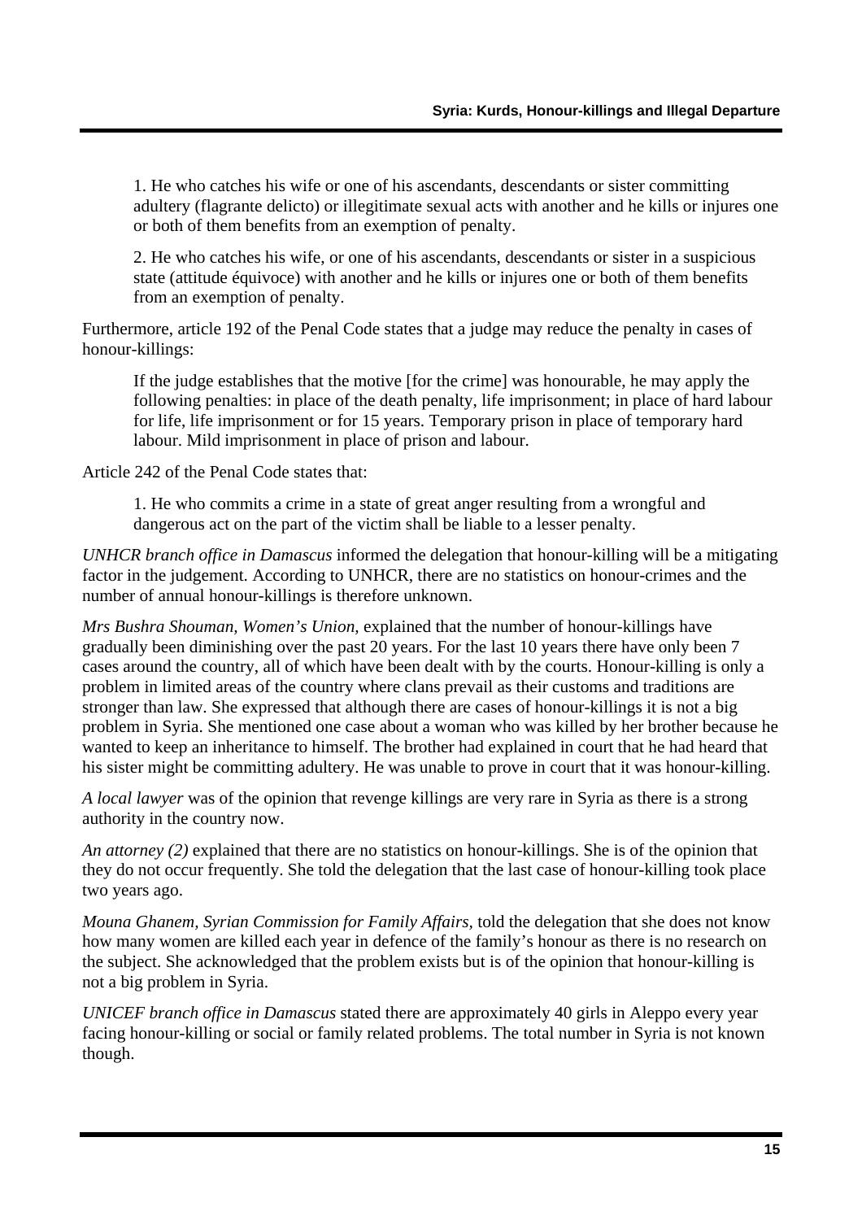> 1. He who catches his wife or one of his ascendants, descendants or sister committing adultery (flagrante delicto) or illegitimate sexual acts with another and he kills or injures one or both of them benefits from an exemption of penalty.
>
> 2. He who catches his wife, or one of his ascendants, descendants or sister in a suspicious state (attitude équivoce) with another and he kills or injures one or both of them benefits from an exemption of penalty.

Furthermore, article 192 of the Penal Code states that a judge may reduce the penalty in cases of honour-killings:

> If the judge establishes that the motive [for the crime] was honourable, he may apply the following penalties: in place of the death penalty, life imprisonment; in place of hard labour for life, life imprisonment or for 15 years. Temporary prison in place of temporary hard labour. Mild imprisonment in place of prison and labour.

Article 242 of the Penal Code states that:

> 1. He who commits a crime in a state of great anger resulting from a wrongful and dangerous act on the part of the victim shall be liable to a lesser penalty.

*UNHCR branch office in Damascus* informed the delegation that honour-killing will be a mitigating factor in the judgement. According to UNHCR, there are no statistics on honour-crimes and the number of annual honour-killings is therefore unknown.

*Mrs Bushra Shouman, Women's Union,* explained that the number of honour-killings have gradually been diminishing over the past 20 years. For the last 10 years there have only been 7 cases around the country, all of which have been dealt with by the courts. Honour-killing is only a problem in limited areas of the country where clans prevail as their customs and traditions are stronger than law. She expressed that although there are cases of honour-killings it is not a big problem in Syria. She mentioned one case about a woman who was killed by her brother because he wanted to keep an inheritance to himself. The brother had explained in court that he had heard that his sister might be committing adultery. He was unable to prove in court that it was honour-killing.

*A local lawyer* was of the opinion that revenge killings are very rare in Syria as there is a strong authority in the country now.

*An attorney (2)* explained that there are no statistics on honour-killings. She is of the opinion that they do not occur frequently. She told the delegation that the last case of honour-killing took place two years ago.

*Mouna Ghanem, Syrian Commission for Family Affairs*, told the delegation that she does not know how many women are killed each year in defence of the family's honour as there is no research on the subject. She acknowledged that the problem exists but is of the opinion that honour-killing is not a big problem in Syria.

*UNICEF branch office in Damascus* stated there are approximately 40 girls in Aleppo every year facing honour-killing or social or family related problems. The total number in Syria is not known though.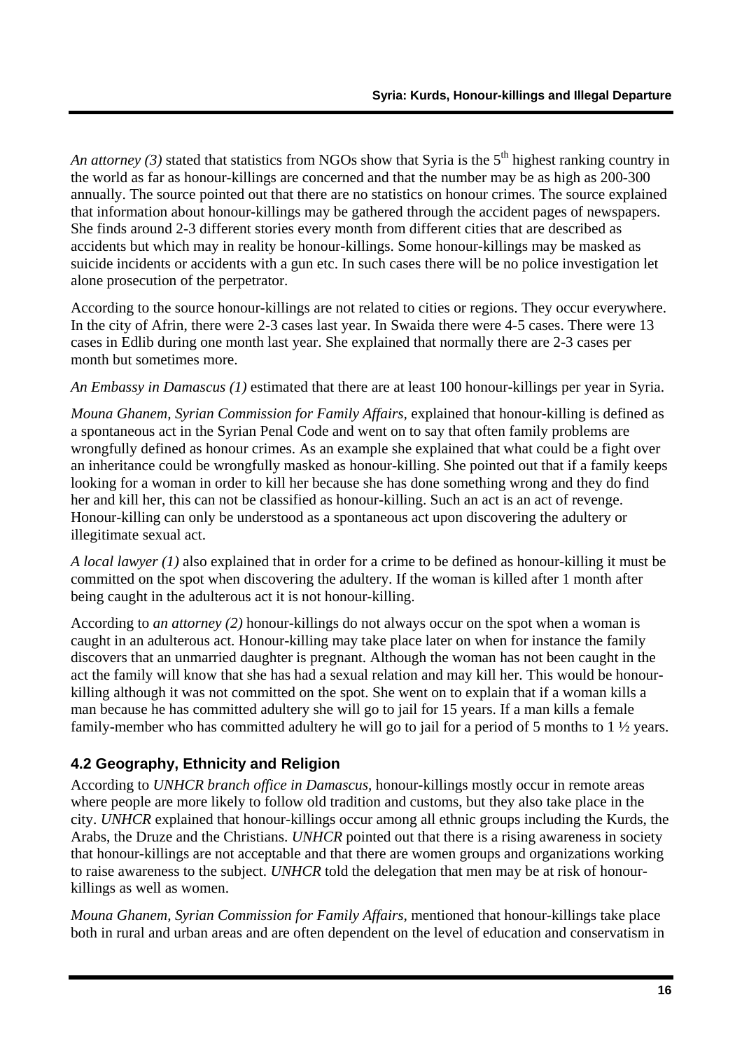*An attorney (3)* stated that statistics from NGOs show that Syria is the 5th highest ranking country in the world as far as honour-killings are concerned and that the number may be as high as 200-300 annually. The source pointed out that there are no statistics on honour crimes. The source explained that information about honour-killings may be gathered through the accident pages of newspapers. She finds around 2-3 different stories every month from different cities that are described as accidents but which may in reality be honour-killings. Some honour-killings may be masked as suicide incidents or accidents with a gun etc. In such cases there will be no police investigation let alone prosecution of the perpetrator.

According to the source honour-killings are not related to cities or regions. They occur everywhere. In the city of Afrin, there were 2-3 cases last year. In Swaida there were 4-5 cases. There were 13 cases in Edlib during one month last year. She explained that normally there are 2-3 cases per month but sometimes more.

*An Embassy in Damascus (1)* estimated that there are at least 100 honour-killings per year in Syria.

*Mouna Ghanem, Syrian Commission for Family Affairs*, explained that honour-killing is defined as a spontaneous act in the Syrian Penal Code and went on to say that often family problems are wrongfully defined as honour crimes. As an example she explained that what could be a fight over an inheritance could be wrongfully masked as honour-killing. She pointed out that if a family keeps looking for a woman in order to kill her because she has done something wrong and they do find her and kill her, this can not be classified as honour-killing. Such an act is an act of revenge. Honour-killing can only be understood as a spontaneous act upon discovering the adultery or illegitimate sexual act.

*A local lawyer (1)* also explained that in order for a crime to be defined as honour-killing it must be committed on the spot when discovering the adultery. If the woman is killed after 1 month after being caught in the adulterous act it is not honour-killing.

According to *an attorney (2)* honour-killings do not always occur on the spot when a woman is caught in an adulterous act. Honour-killing may take place later on when for instance the family discovers that an unmarried daughter is pregnant. Although the woman has not been caught in the act the family will know that she has had a sexual relation and may kill her. This would be honour-killing although it was not committed on the spot. She went on to explain that if a woman kills a man because he has committed adultery she will go to jail for 15 years. If a man kills a female family-member who has committed adultery he will go to jail for a period of 5 months to 1 ½ years.

## 4.2 Geography, Ethnicity and Religion

According to *UNHCR branch office in Damascus*, honour-killings mostly occur in remote areas where people are more likely to follow old tradition and customs, but they also take place in the city. *UNHCR* explained that honour-killings occur among all ethnic groups including the Kurds, the Arabs, the Druze and the Christians. *UNHCR* pointed out that there is a rising awareness in society that honour-killings are not acceptable and that there are women groups and organizations working to raise awareness to the subject. *UNHCR* told the delegation that men may be at risk of honour-killings as well as women.

*Mouna Ghanem, Syrian Commission for Family Affairs*, mentioned that honour-killings take place both in rural and urban areas and are often dependent on the level of education and conservatism in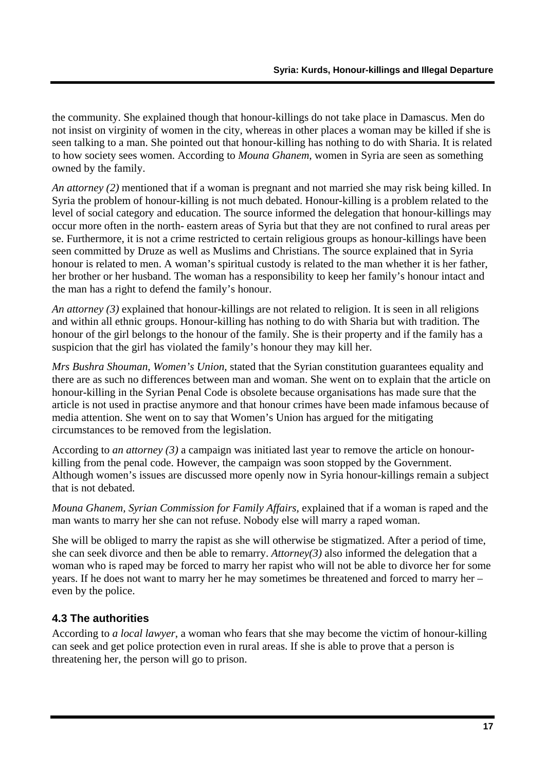the community. She explained though that honour-killings do not take place in Damascus. Men do not insist on virginity of women in the city, whereas in other places a woman may be killed if she is seen talking to a man. She pointed out that honour-killing has nothing to do with Sharia. It is related to how society sees women. According to *Mouna Ghanem*, women in Syria are seen as something owned by the family.

*An attorney (2)* mentioned that if a woman is pregnant and not married she may risk being killed. In Syria the problem of honour-killing is not much debated. Honour-killing is a problem related to the level of social category and education. The source informed the delegation that honour-killings may occur more often in the north- eastern areas of Syria but that they are not confined to rural areas per se. Furthermore, it is not a crime restricted to certain religious groups as honour-killings have been seen committed by Druze as well as Muslims and Christians. The source explained that in Syria honour is related to men. A woman's spiritual custody is related to the man whether it is her father, her brother or her husband. The woman has a responsibility to keep her family's honour intact and the man has a right to defend the family's honour.

*An attorney (3)* explained that honour-killings are not related to religion. It is seen in all religions and within all ethnic groups. Honour-killing has nothing to do with Sharia but with tradition. The honour of the girl belongs to the honour of the family. She is their property and if the family has a suspicion that the girl has violated the family's honour they may kill her.

*Mrs Bushra Shouman, Women's Union,* stated that the Syrian constitution guarantees equality and there are as such no differences between man and woman. She went on to explain that the article on honour-killing in the Syrian Penal Code is obsolete because organisations has made sure that the article is not used in practise anymore and that honour crimes have been made infamous because of media attention. She went on to say that Women's Union has argued for the mitigating circumstances to be removed from the legislation.

According to *an attorney (3)* a campaign was initiated last year to remove the article on honour-killing from the penal code. However, the campaign was soon stopped by the Government. Although women's issues are discussed more openly now in Syria honour-killings remain a subject that is not debated.

*Mouna Ghanem, Syrian Commission for Family Affairs,* explained that if a woman is raped and the man wants to marry her she can not refuse. Nobody else will marry a raped woman.

She will be obliged to marry the rapist as she will otherwise be stigmatized. After a period of time, she can seek divorce and then be able to remarry. *Attorney(3)* also informed the delegation that a woman who is raped may be forced to marry her rapist who will not be able to divorce her for some years. If he does not want to marry her he may sometimes be threatened and forced to marry her – even by the police.

### 4.3 The authorities

According to *a local lawyer*, a woman who fears that she may become the victim of honour-killing can seek and get police protection even in rural areas. If she is able to prove that a person is threatening her, the person will go to prison.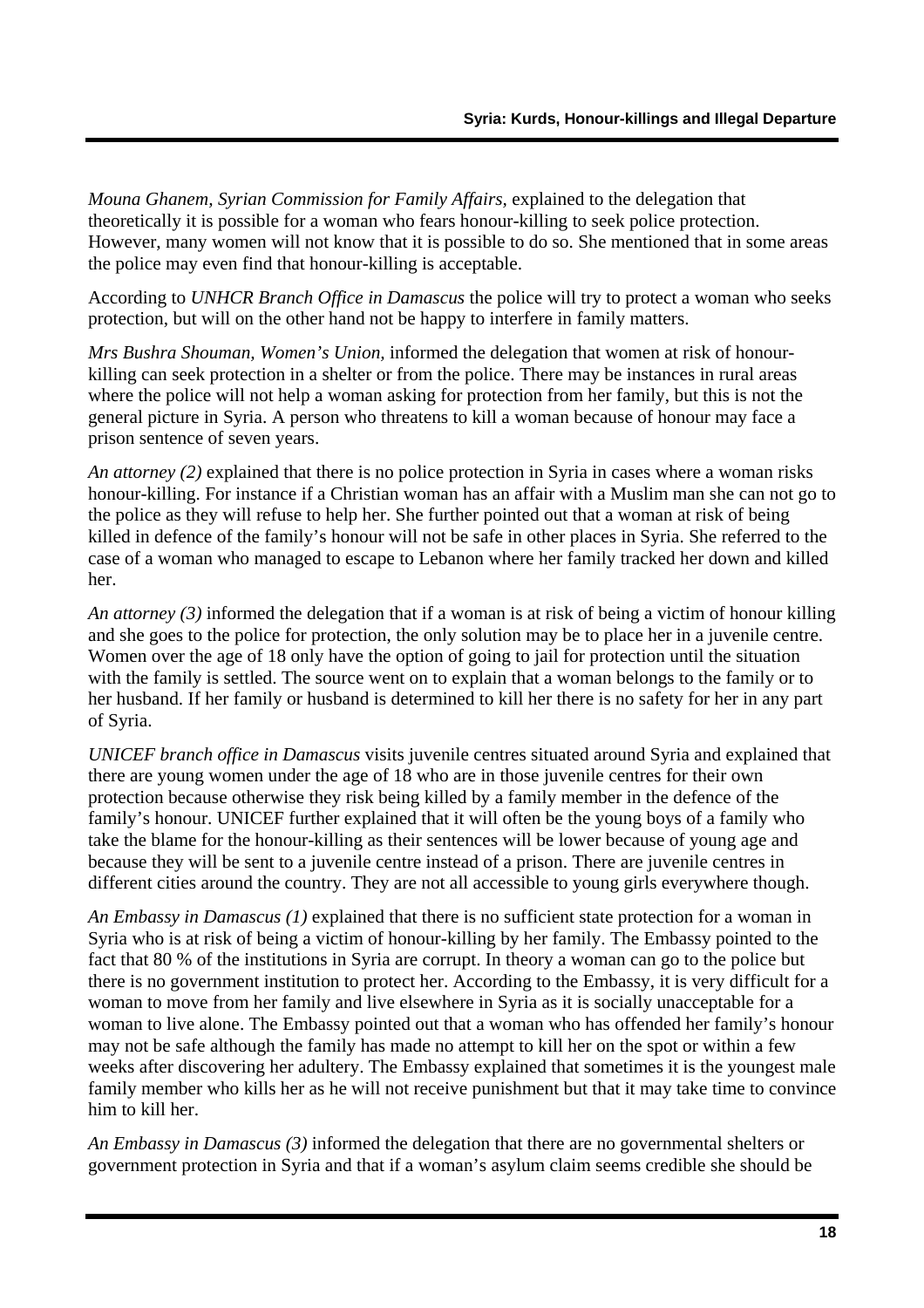*Mouna Ghanem, Syrian Commission for Family Affairs*, explained to the delegation that theoretically it is possible for a woman who fears honour-killing to seek police protection. However, many women will not know that it is possible to do so. She mentioned that in some areas the police may even find that honour-killing is acceptable.

According to *UNHCR Branch Office in Damascus* the police will try to protect a woman who seeks protection, but will on the other hand not be happy to interfere in family matters.

*Mrs Bushra Shouman, Women's Union,* informed the delegation that women at risk of honour-killing can seek protection in a shelter or from the police. There may be instances in rural areas where the police will not help a woman asking for protection from her family, but this is not the general picture in Syria. A person who threatens to kill a woman because of honour may face a prison sentence of seven years.

*An attorney (2)* explained that there is no police protection in Syria in cases where a woman risks honour-killing. For instance if a Christian woman has an affair with a Muslim man she can not go to the police as they will refuse to help her. She further pointed out that a woman at risk of being killed in defence of the family's honour will not be safe in other places in Syria. She referred to the case of a woman who managed to escape to Lebanon where her family tracked her down and killed her.

*An attorney (3)* informed the delegation that if a woman is at risk of being a victim of honour killing and she goes to the police for protection, the only solution may be to place her in a juvenile centre. Women over the age of 18 only have the option of going to jail for protection until the situation with the family is settled. The source went on to explain that a woman belongs to the family or to her husband. If her family or husband is determined to kill her there is no safety for her in any part of Syria.

*UNICEF branch office in Damascus* visits juvenile centres situated around Syria and explained that there are young women under the age of 18 who are in those juvenile centres for their own protection because otherwise they risk being killed by a family member in the defence of the family's honour. UNICEF further explained that it will often be the young boys of a family who take the blame for the honour-killing as their sentences will be lower because of young age and because they will be sent to a juvenile centre instead of a prison. There are juvenile centres in different cities around the country. They are not all accessible to young girls everywhere though.

*An Embassy in Damascus (1)* explained that there is no sufficient state protection for a woman in Syria who is at risk of being a victim of honour-killing by her family. The Embassy pointed to the fact that 80 % of the institutions in Syria are corrupt. In theory a woman can go to the police but there is no government institution to protect her. According to the Embassy, it is very difficult for a woman to move from her family and live elsewhere in Syria as it is socially unacceptable for a woman to live alone. The Embassy pointed out that a woman who has offended her family's honour may not be safe although the family has made no attempt to kill her on the spot or within a few weeks after discovering her adultery. The Embassy explained that sometimes it is the youngest male family member who kills her as he will not receive punishment but that it may take time to convince him to kill her.

*An Embassy in Damascus (3)* informed the delegation that there are no governmental shelters or government protection in Syria and that if a woman's asylum claim seems credible she should be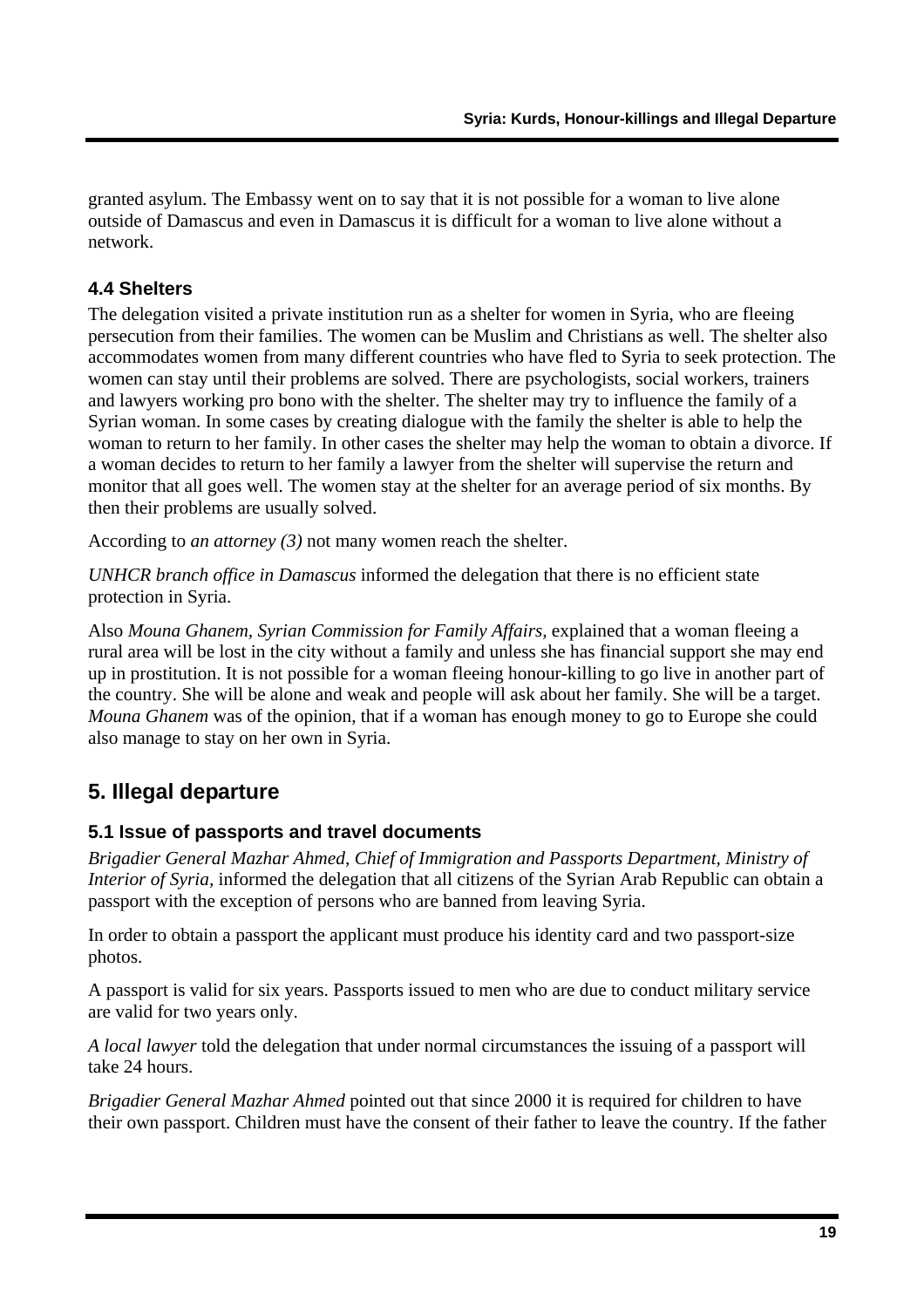granted asylum. The Embassy went on to say that it is not possible for a woman to live alone outside of Damascus and even in Damascus it is difficult for a woman to live alone without a network.

### 4.4 Shelters

The delegation visited a private institution run as a shelter for women in Syria, who are fleeing persecution from their families. The women can be Muslim and Christians as well. The shelter also accommodates women from many different countries who have fled to Syria to seek protection. The women can stay until their problems are solved. There are psychologists, social workers, trainers and lawyers working pro bono with the shelter. The shelter may try to influence the family of a Syrian woman. In some cases by creating dialogue with the family the shelter is able to help the woman to return to her family. In other cases the shelter may help the woman to obtain a divorce. If a woman decides to return to her family a lawyer from the shelter will supervise the return and monitor that all goes well. The women stay at the shelter for an average period of six months. By then their problems are usually solved.

According to *an attorney (3)* not many women reach the shelter.

*UNHCR branch office in Damascus* informed the delegation that there is no efficient state protection in Syria.

Also *Mouna Ghanem, Syrian Commission for Family Affairs,* explained that a woman fleeing a rural area will be lost in the city without a family and unless she has financial support she may end up in prostitution. It is not possible for a woman fleeing honour-killing to go live in another part of the country. She will be alone and weak and people will ask about her family. She will be a target. *Mouna Ghanem* was of the opinion, that if a woman has enough money to go to Europe she could also manage to stay on her own in Syria.

## 5. Illegal departure

### 5.1 Issue of passports and travel documents

*Brigadier General Mazhar Ahmed, Chief of Immigration and Passports Department, Ministry of Interior of Syria,* informed the delegation that all citizens of the Syrian Arab Republic can obtain a passport with the exception of persons who are banned from leaving Syria.

In order to obtain a passport the applicant must produce his identity card and two passport-size photos.

A passport is valid for six years. Passports issued to men who are due to conduct military service are valid for two years only.

*A local lawyer* told the delegation that under normal circumstances the issuing of a passport will take 24 hours.

*Brigadier General Mazhar Ahmed* pointed out that since 2000 it is required for children to have their own passport. Children must have the consent of their father to leave the country. If the father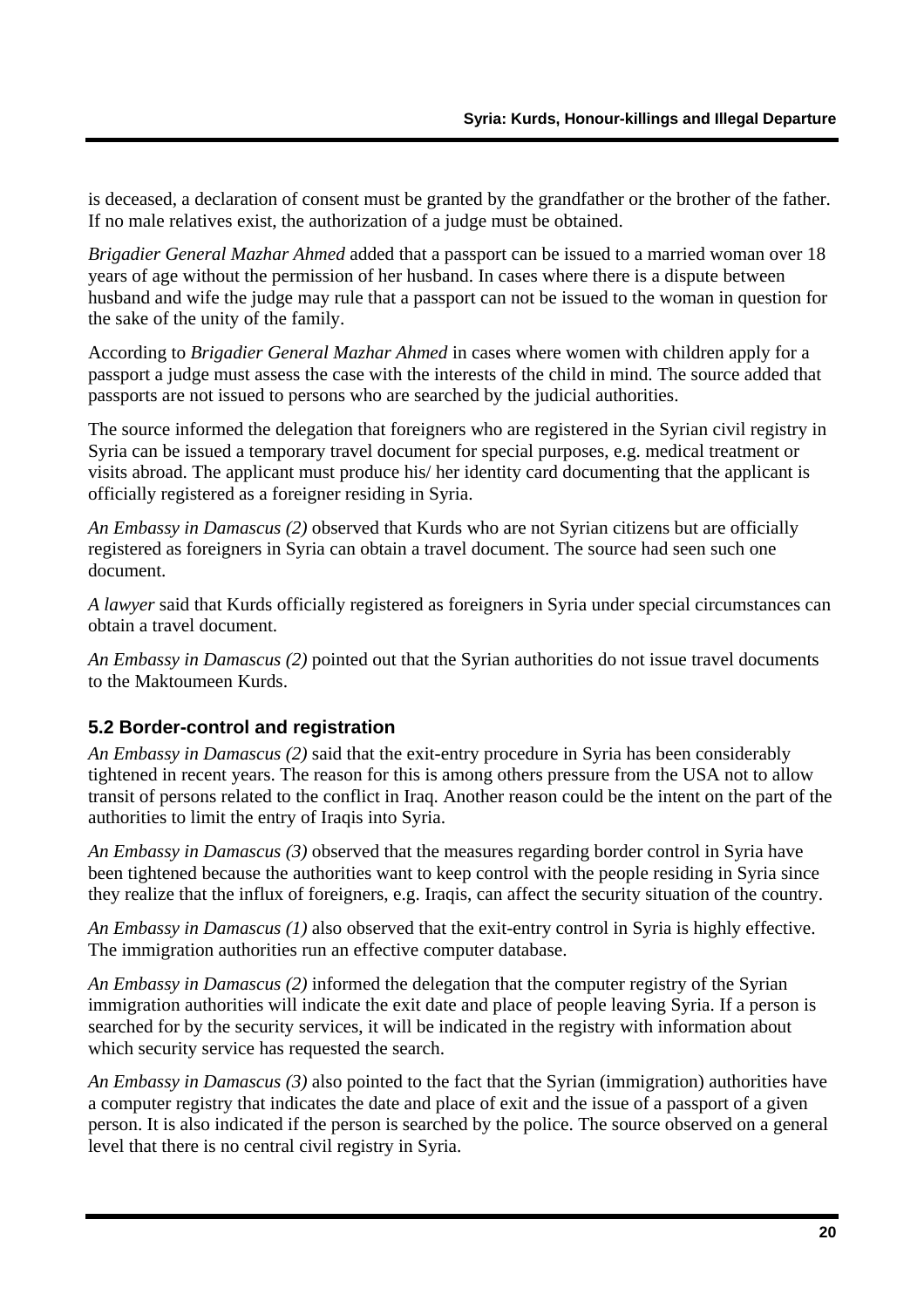is deceased, a declaration of consent must be granted by the grandfather or the brother of the father. If no male relatives exist, the authorization of a judge must be obtained.

*Brigadier General Mazhar Ahmed* added that a passport can be issued to a married woman over 18 years of age without the permission of her husband. In cases where there is a dispute between husband and wife the judge may rule that a passport can not be issued to the woman in question for the sake of the unity of the family.

According to *Brigadier General Mazhar Ahmed* in cases where women with children apply for a passport a judge must assess the case with the interests of the child in mind. The source added that passports are not issued to persons who are searched by the judicial authorities.

The source informed the delegation that foreigners who are registered in the Syrian civil registry in Syria can be issued a temporary travel document for special purposes, e.g. medical treatment or visits abroad. The applicant must produce his/ her identity card documenting that the applicant is officially registered as a foreigner residing in Syria.

*An Embassy in Damascus (2)* observed that Kurds who are not Syrian citizens but are officially registered as foreigners in Syria can obtain a travel document. The source had seen such one document.

*A lawyer* said that Kurds officially registered as foreigners in Syria under special circumstances can obtain a travel document.

*An Embassy in Damascus (2)* pointed out that the Syrian authorities do not issue travel documents to the Maktoumeen Kurds.

### 5.2 Border-control and registration

*An Embassy in Damascus (2)* said that the exit-entry procedure in Syria has been considerably tightened in recent years. The reason for this is among others pressure from the USA not to allow transit of persons related to the conflict in Iraq. Another reason could be the intent on the part of the authorities to limit the entry of Iraqis into Syria.

*An Embassy in Damascus (3)* observed that the measures regarding border control in Syria have been tightened because the authorities want to keep control with the people residing in Syria since they realize that the influx of foreigners, e.g. Iraqis, can affect the security situation of the country.

*An Embassy in Damascus (1)* also observed that the exit-entry control in Syria is highly effective. The immigration authorities run an effective computer database.

*An Embassy in Damascus (2)* informed the delegation that the computer registry of the Syrian immigration authorities will indicate the exit date and place of people leaving Syria. If a person is searched for by the security services, it will be indicated in the registry with information about which security service has requested the search.

*An Embassy in Damascus (3)* also pointed to the fact that the Syrian (immigration) authorities have a computer registry that indicates the date and place of exit and the issue of a passport of a given person. It is also indicated if the person is searched by the police. The source observed on a general level that there is no central civil registry in Syria.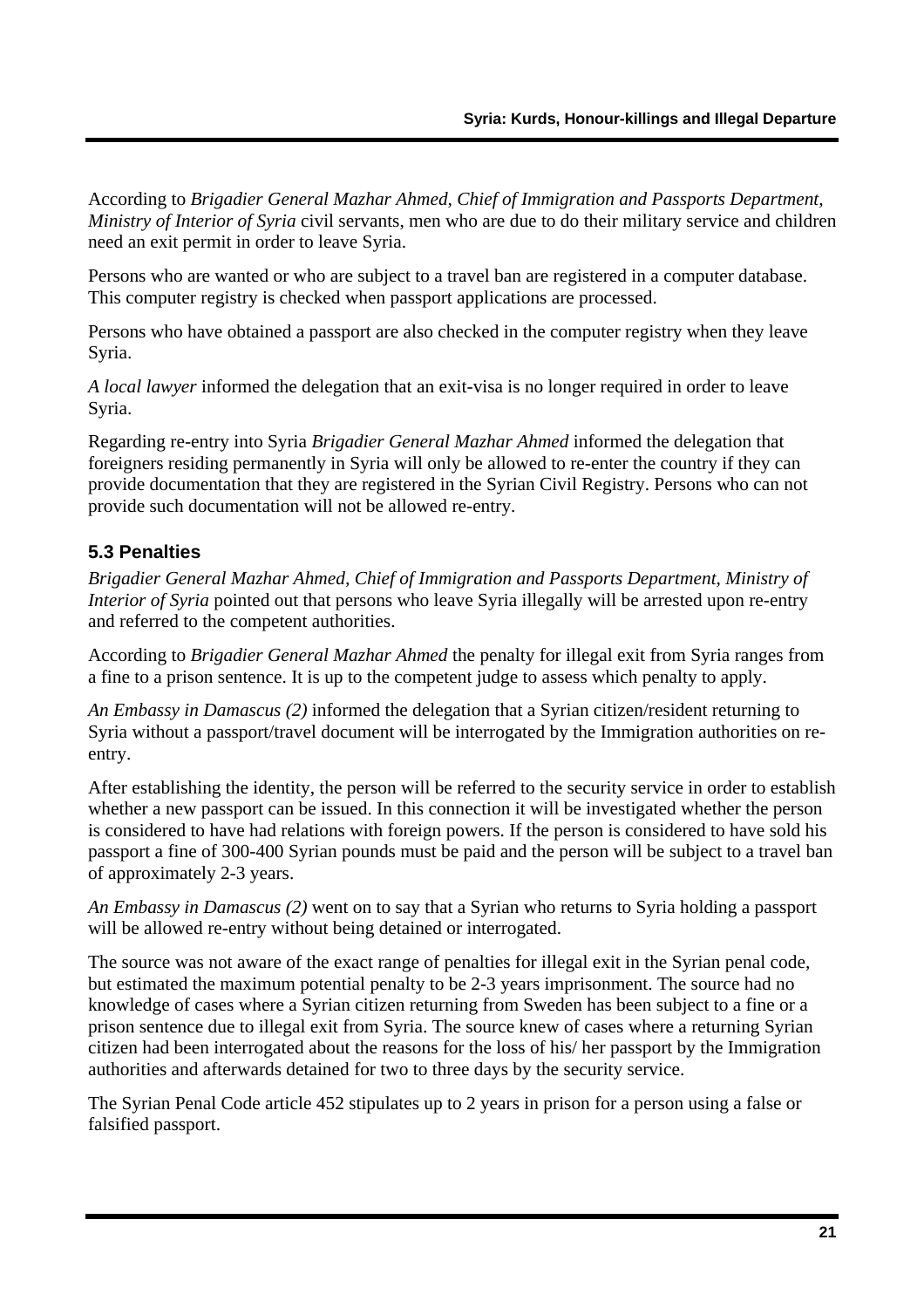According to *Brigadier General Mazhar Ahmed, Chief of Immigration and Passports Department, Ministry of Interior of Syria* civil servants, men who are due to do their military service and children need an exit permit in order to leave Syria.

Persons who are wanted or who are subject to a travel ban are registered in a computer database. This computer registry is checked when passport applications are processed.

Persons who have obtained a passport are also checked in the computer registry when they leave Syria.

*A local lawyer* informed the delegation that an exit-visa is no longer required in order to leave Syria.

Regarding re-entry into Syria *Brigadier General Mazhar Ahmed* informed the delegation that foreigners residing permanently in Syria will only be allowed to re-enter the country if they can provide documentation that they are registered in the Syrian Civil Registry. Persons who can not provide such documentation will not be allowed re-entry.

### 5.3 Penalties

*Brigadier General Mazhar Ahmed, Chief of Immigration and Passports Department, Ministry of Interior of Syria* pointed out that persons who leave Syria illegally will be arrested upon re-entry and referred to the competent authorities.

According to *Brigadier General Mazhar Ahmed* the penalty for illegal exit from Syria ranges from a fine to a prison sentence. It is up to the competent judge to assess which penalty to apply.

*An Embassy in Damascus (2)* informed the delegation that a Syrian citizen/resident returning to Syria without a passport/travel document will be interrogated by the Immigration authorities on re-entry.

After establishing the identity, the person will be referred to the security service in order to establish whether a new passport can be issued. In this connection it will be investigated whether the person is considered to have had relations with foreign powers. If the person is considered to have sold his passport a fine of 300-400 Syrian pounds must be paid and the person will be subject to a travel ban of approximately 2-3 years.

*An Embassy in Damascus (2)* went on to say that a Syrian who returns to Syria holding a passport will be allowed re-entry without being detained or interrogated.

The source was not aware of the exact range of penalties for illegal exit in the Syrian penal code, but estimated the maximum potential penalty to be 2-3 years imprisonment. The source had no knowledge of cases where a Syrian citizen returning from Sweden has been subject to a fine or a prison sentence due to illegal exit from Syria. The source knew of cases where a returning Syrian citizen had been interrogated about the reasons for the loss of his/ her passport by the Immigration authorities and afterwards detained for two to three days by the security service.

The Syrian Penal Code article 452 stipulates up to 2 years in prison for a person using a false or falsified passport.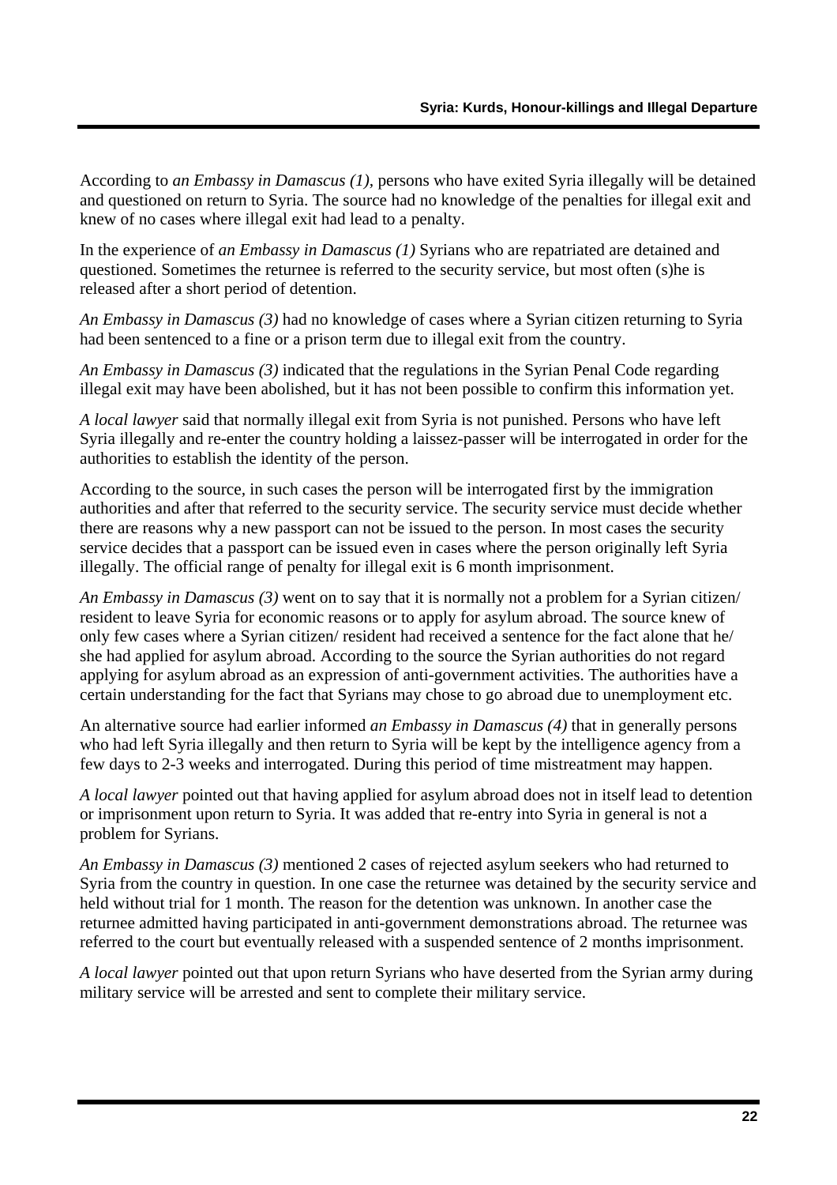According to *an Embassy in Damascus (1)*, persons who have exited Syria illegally will be detained and questioned on return to Syria. The source had no knowledge of the penalties for illegal exit and knew of no cases where illegal exit had lead to a penalty.

In the experience of *an Embassy in Damascus (1)* Syrians who are repatriated are detained and questioned. Sometimes the returnee is referred to the security service, but most often (s)he is released after a short period of detention.

*An Embassy in Damascus (3)* had no knowledge of cases where a Syrian citizen returning to Syria had been sentenced to a fine or a prison term due to illegal exit from the country.

*An Embassy in Damascus (3)* indicated that the regulations in the Syrian Penal Code regarding illegal exit may have been abolished, but it has not been possible to confirm this information yet.

*A local lawyer* said that normally illegal exit from Syria is not punished. Persons who have left Syria illegally and re-enter the country holding a laissez-passer will be interrogated in order for the authorities to establish the identity of the person.

According to the source, in such cases the person will be interrogated first by the immigration authorities and after that referred to the security service. The security service must decide whether there are reasons why a new passport can not be issued to the person. In most cases the security service decides that a passport can be issued even in cases where the person originally left Syria illegally. The official range of penalty for illegal exit is 6 month imprisonment.

*An Embassy in Damascus (3)* went on to say that it is normally not a problem for a Syrian citizen/ resident to leave Syria for economic reasons or to apply for asylum abroad. The source knew of only few cases where a Syrian citizen/ resident had received a sentence for the fact alone that he/ she had applied for asylum abroad. According to the source the Syrian authorities do not regard applying for asylum abroad as an expression of anti-government activities. The authorities have a certain understanding for the fact that Syrians may chose to go abroad due to unemployment etc.

An alternative source had earlier informed *an Embassy in Damascus (4)* that in generally persons who had left Syria illegally and then return to Syria will be kept by the intelligence agency from a few days to 2-3 weeks and interrogated. During this period of time mistreatment may happen.

*A local lawyer* pointed out that having applied for asylum abroad does not in itself lead to detention or imprisonment upon return to Syria. It was added that re-entry into Syria in general is not a problem for Syrians.

*An Embassy in Damascus (3)* mentioned 2 cases of rejected asylum seekers who had returned to Syria from the country in question. In one case the returnee was detained by the security service and held without trial for 1 month. The reason for the detention was unknown. In another case the returnee admitted having participated in anti-government demonstrations abroad. The returnee was referred to the court but eventually released with a suspended sentence of 2 months imprisonment.

*A local lawyer* pointed out that upon return Syrians who have deserted from the Syrian army during military service will be arrested and sent to complete their military service.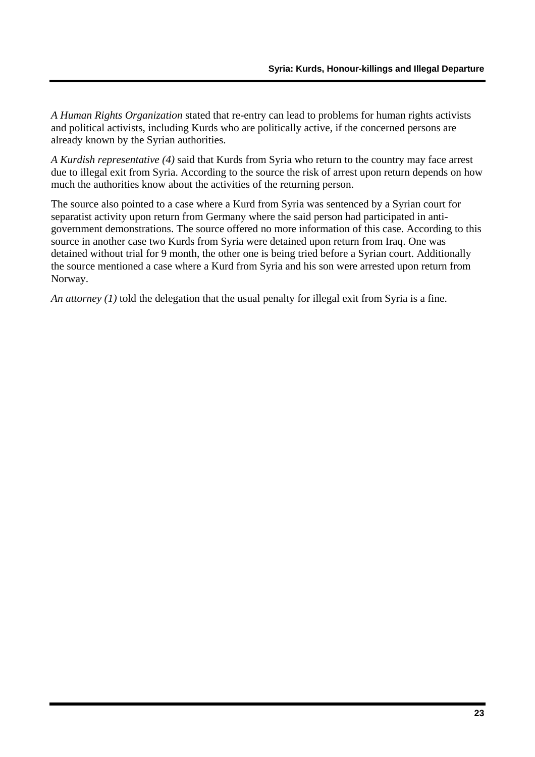*A Human Rights Organization* stated that re-entry can lead to problems for human rights activists and political activists, including Kurds who are politically active, if the concerned persons are already known by the Syrian authorities.

*A Kurdish representative (4)* said that Kurds from Syria who return to the country may face arrest due to illegal exit from Syria. According to the source the risk of arrest upon return depends on how much the authorities know about the activities of the returning person.

The source also pointed to a case where a Kurd from Syria was sentenced by a Syrian court for separatist activity upon return from Germany where the said person had participated in anti-government demonstrations. The source offered no more information of this case. According to this source in another case two Kurds from Syria were detained upon return from Iraq. One was detained without trial for 9 month, the other one is being tried before a Syrian court. Additionally the source mentioned a case where a Kurd from Syria and his son were arrested upon return from Norway.

*An attorney (1)* told the delegation that the usual penalty for illegal exit from Syria is a fine.